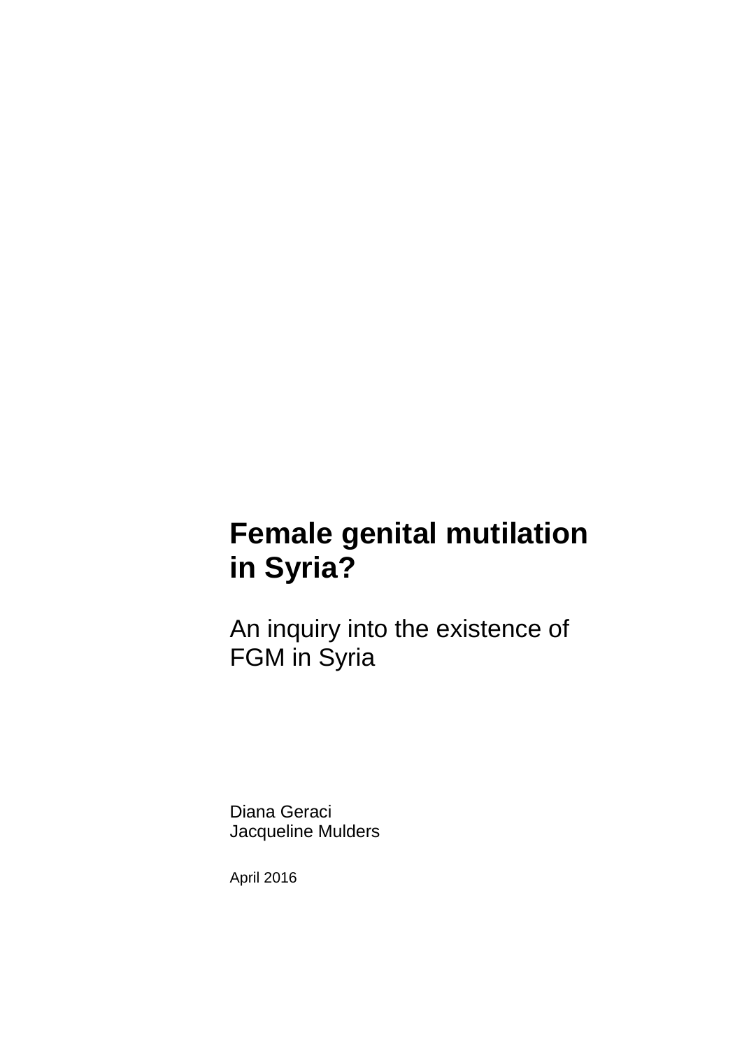# Female genital mutilation in Syria?

## An inquiry into the existence of FGM in Syria

Diana Geraci
Jacqueline Mulders

April 2016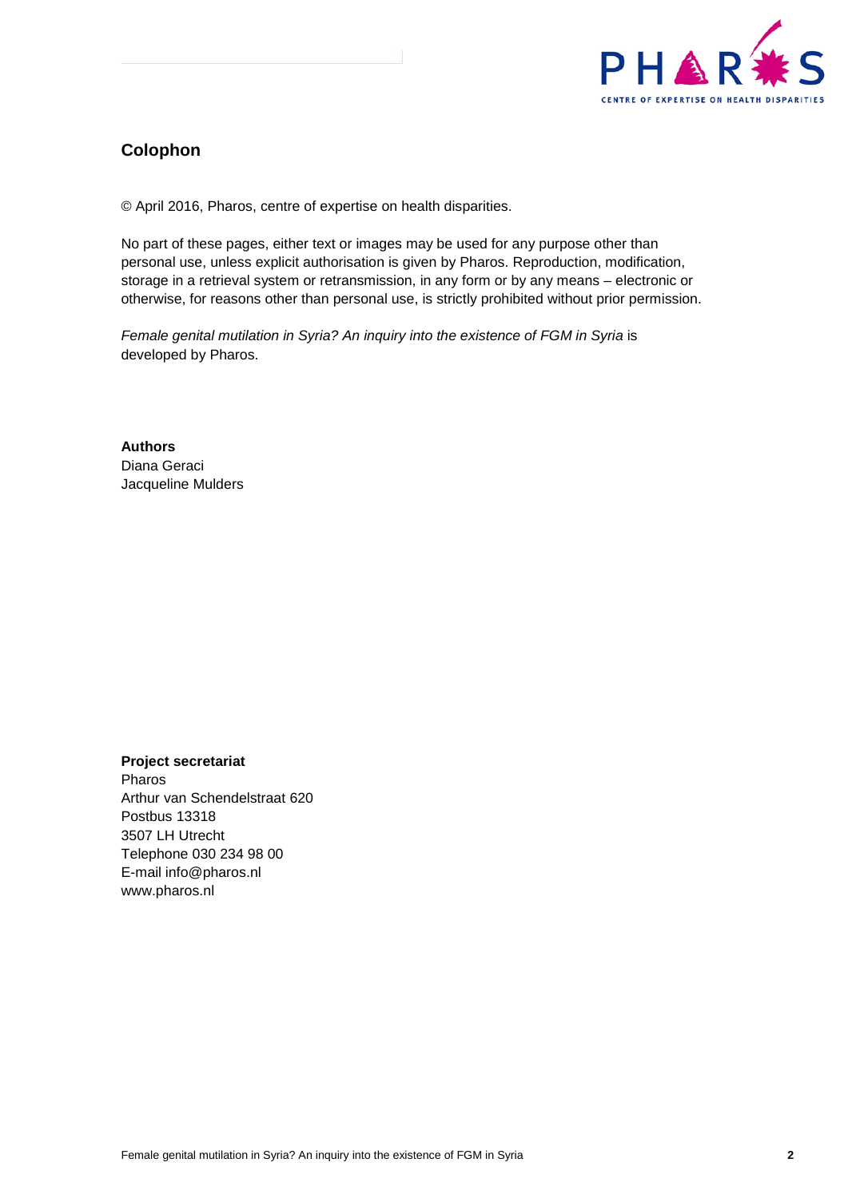## Colophon

© April 2016, Pharos, centre of expertise on health disparities.

No part of these pages, either text or images may be used for any purpose other than personal use, unless explicit authorisation is given by Pharos. Reproduction, modification, storage in a retrieval system or retransmission, in any form or by any means – electronic or otherwise, for reasons other than personal use, is strictly prohibited without prior permission.

*Female genital mutilation in Syria? An inquiry into the existence of FGM in Syria* is developed by Pharos.

**Authors**
Diana Geraci
Jacqueline Mulders

**Project secretariat**
Pharos
Arthur van Schendelstraat 620
Postbus 13318
3507 LH Utrecht
Telephone 030 234 98 00
E-mail info@pharos.nl
www.pharos.nl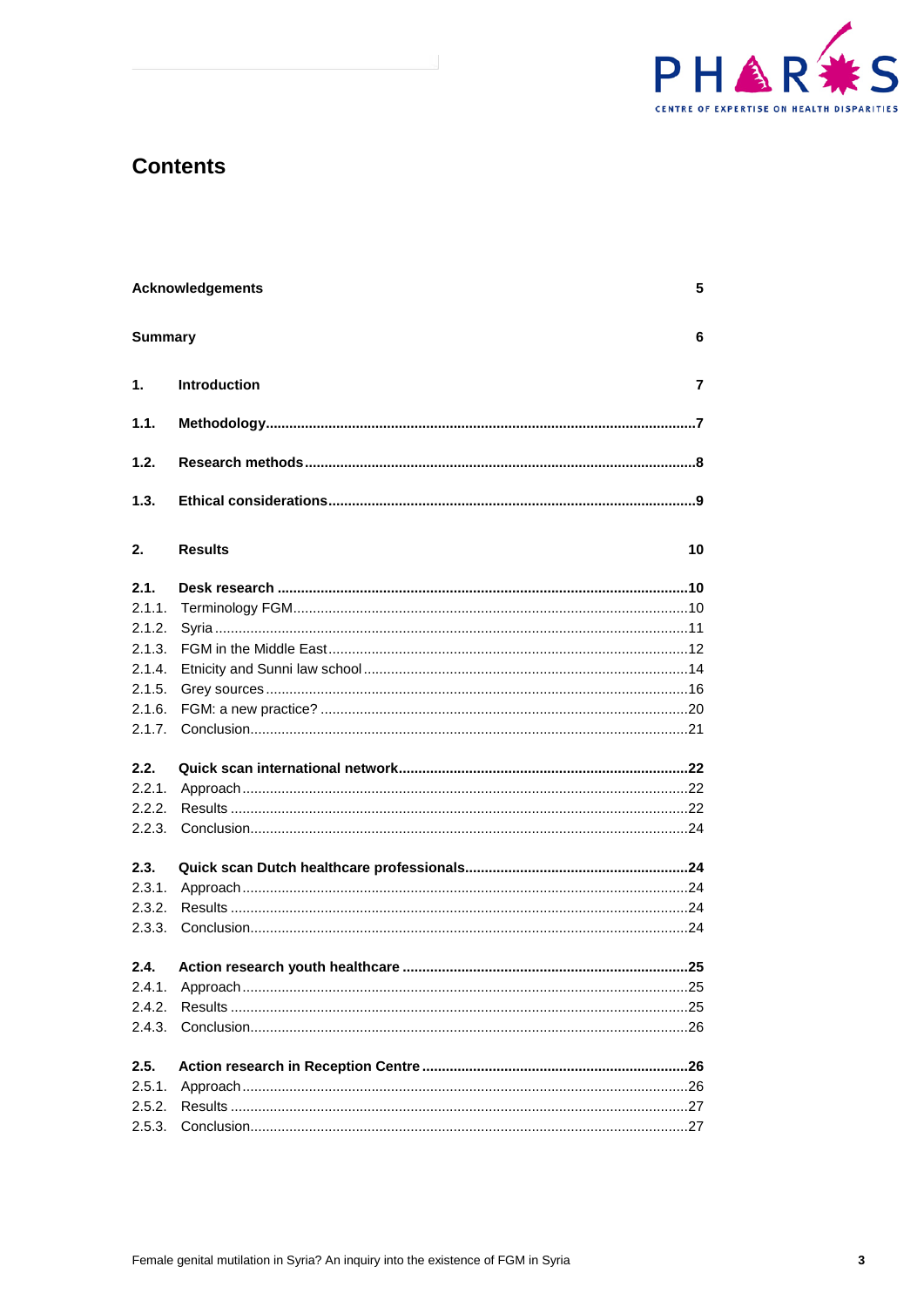# Contents

**Acknowledgements** 5

**Summary** 6

**1. Introduction** 7

**1.1. Methodology** 7

**1.2. Research methods** 8

**1.3. Ethical considerations** 9

**2. Results** 10

**2.1. Desk research** 10

2.1.1. Terminology FGM 10
2.1.2. Syria 11
2.1.3. FGM in the Middle East 12
2.1.4. Etnicity and Sunni law school 14
2.1.5. Grey sources 16
2.1.6. FGM: a new practice? 20
2.1.7. Conclusion 21

**2.2. Quick scan international network** 22

2.2.1. Approach 22
2.2.2. Results 22
2.2.3. Conclusion 24

**2.3. Quick scan Dutch healthcare professionals** 24

2.3.1. Approach 24
2.3.2. Results 24
2.3.3. Conclusion 24

**2.4. Action research youth healthcare** 25

2.4.1. Approach 25
2.4.2. Results 25
2.4.3. Conclusion 26

**2.5. Action research in Reception Centre** 26

2.5.1. Approach 26
2.5.2. Results 27
2.5.3. Conclusion 27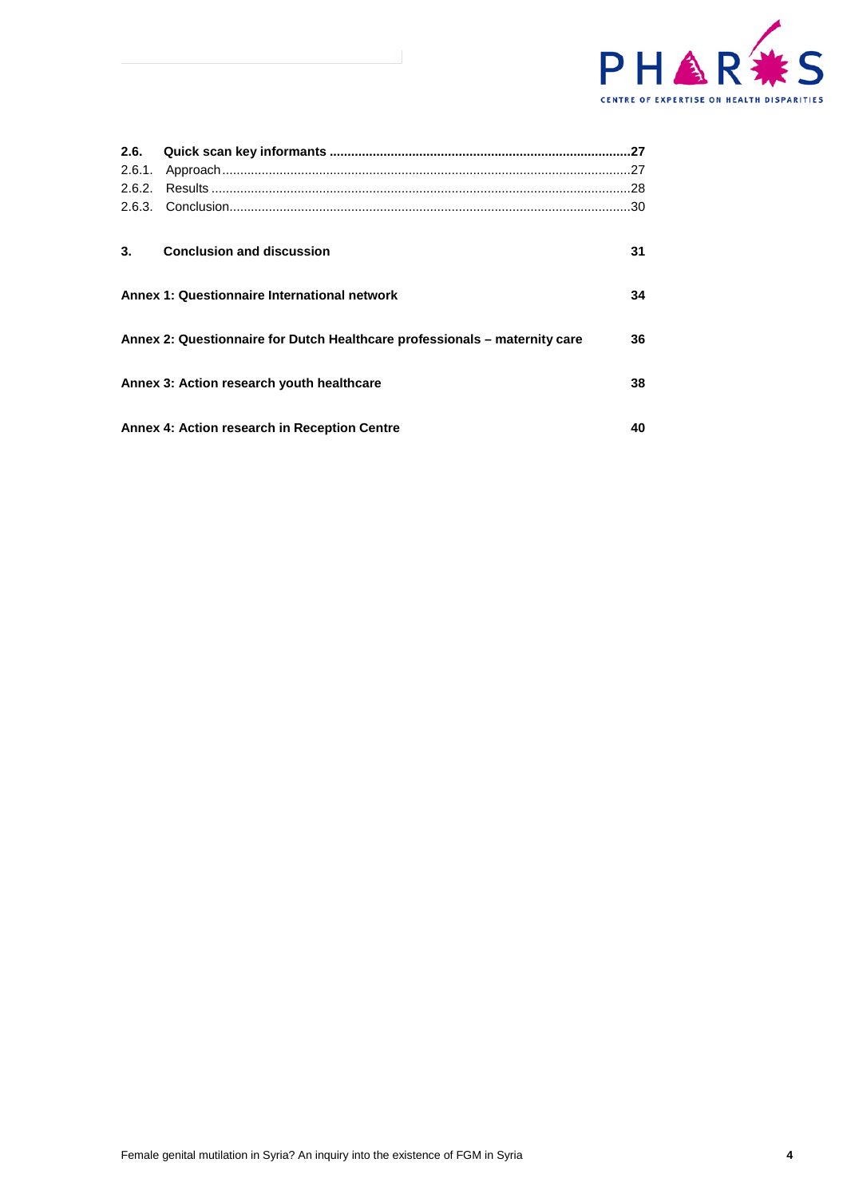**2.6. Quick scan key informants ....................................................................................27**

2.6.1. Approach.................................................................................................................27

2.6.2. Results ....................................................................................................................28

2.6.3. Conclusion...............................................................................................................30

**3. Conclusion and discussion 31**

**Annex 1: Questionnaire International network 34**

**Annex 2: Questionnaire for Dutch Healthcare professionals – maternity care 36**

**Annex 3: Action research youth healthcare 38**

**Annex 4: Action research in Reception Centre 40**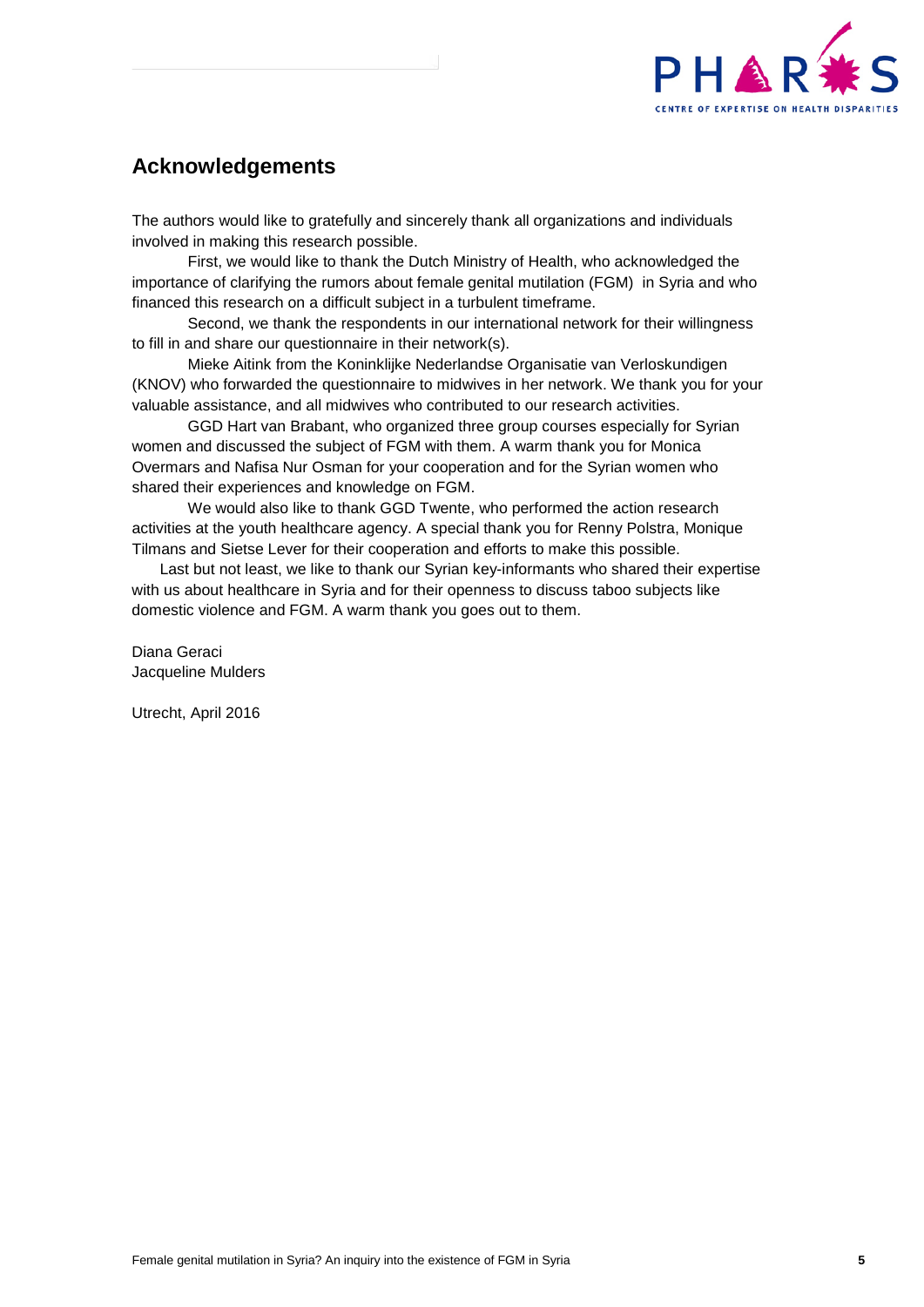## Acknowledgements

The authors would like to gratefully and sincerely thank all organizations and individuals involved in making this research possible.

First, we would like to thank the Dutch Ministry of Health, who acknowledged the importance of clarifying the rumors about female genital mutilation (FGM) in Syria and who financed this research on a difficult subject in a turbulent timeframe.

Second, we thank the respondents in our international network for their willingness to fill in and share our questionnaire in their network(s).

Mieke Aitink from the Koninklijke Nederlandse Organisatie van Verloskundigen (KNOV) who forwarded the questionnaire to midwives in her network. We thank you for your valuable assistance, and all midwives who contributed to our research activities.

GGD Hart van Brabant, who organized three group courses especially for Syrian women and discussed the subject of FGM with them. A warm thank you for Monica Overmars and Nafisa Nur Osman for your cooperation and for the Syrian women who shared their experiences and knowledge on FGM.

We would also like to thank GGD Twente, who performed the action research activities at the youth healthcare agency. A special thank you for Renny Polstra, Monique Tilmans and Sietse Lever for their cooperation and efforts to make this possible.

Last but not least, we like to thank our Syrian key-informants who shared their expertise with us about healthcare in Syria and for their openness to discuss taboo subjects like domestic violence and FGM. A warm thank you goes out to them.

Diana Geraci
Jacqueline Mulders

Utrecht, April 2016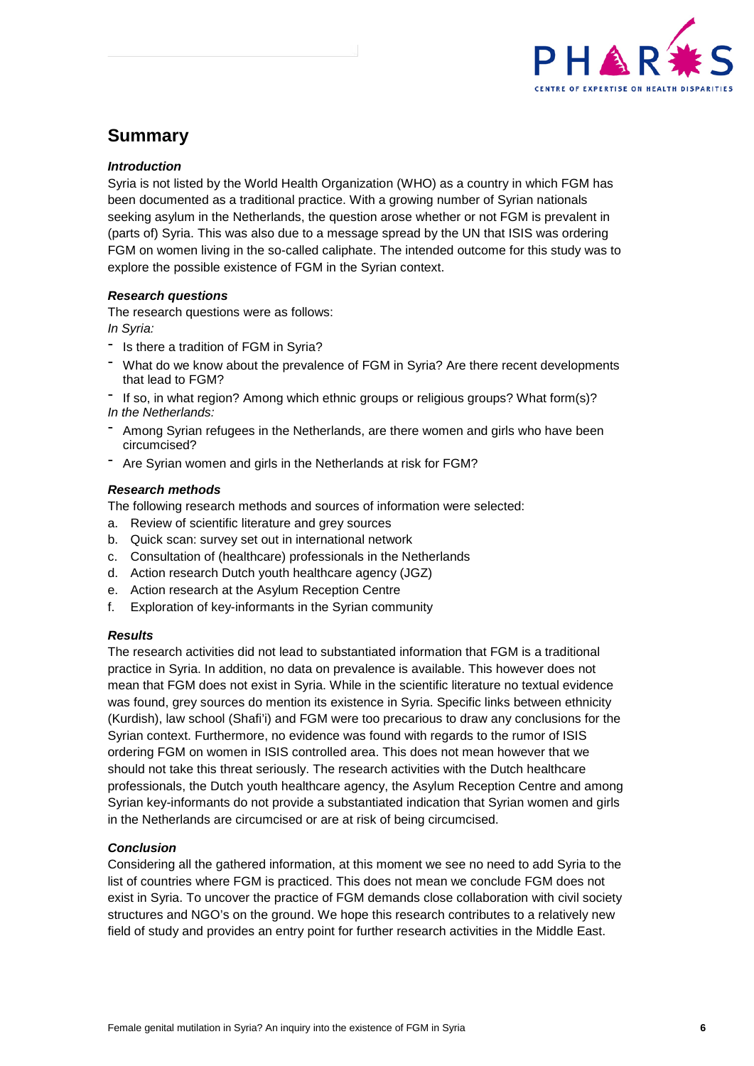## Summary

### *Introduction*

Syria is not listed by the World Health Organization (WHO) as a country in which FGM has been documented as a traditional practice. With a growing number of Syrian nationals seeking asylum in the Netherlands, the question arose whether or not FGM is prevalent in (parts of) Syria. This was also due to a message spread by the UN that ISIS was ordering FGM on women living in the so-called caliphate. The intended outcome for this study was to explore the possible existence of FGM in the Syrian context.

### *Research questions*

The research questions were as follows:

*In Syria:*

- Is there a tradition of FGM in Syria?
- What do we know about the prevalence of FGM in Syria? Are there recent developments that lead to FGM?
- If so, in what region? Among which ethnic groups or religious groups? What form(s)?

*In the Netherlands:*

- Among Syrian refugees in the Netherlands, are there women and girls who have been circumcised?
- Are Syrian women and girls in the Netherlands at risk for FGM?

### *Research methods*

The following research methods and sources of information were selected:

a. Review of scientific literature and grey sources
b. Quick scan: survey set out in international network
c. Consultation of (healthcare) professionals in the Netherlands
d. Action research Dutch youth healthcare agency (JGZ)
e. Action research at the Asylum Reception Centre
f. Exploration of key-informants in the Syrian community

### *Results*

The research activities did not lead to substantiated information that FGM is a traditional practice in Syria. In addition, no data on prevalence is available. This however does not mean that FGM does not exist in Syria. While in the scientific literature no textual evidence was found, grey sources do mention its existence in Syria. Specific links between ethnicity (Kurdish), law school (Shafi'i) and FGM were too precarious to draw any conclusions for the Syrian context. Furthermore, no evidence was found with regards to the rumor of ISIS ordering FGM on women in ISIS controlled area. This does not mean however that we should not take this threat seriously. The research activities with the Dutch healthcare professionals, the Dutch youth healthcare agency, the Asylum Reception Centre and among Syrian key-informants do not provide a substantiated indication that Syrian women and girls in the Netherlands are circumcised or are at risk of being circumcised.

### *Conclusion*

Considering all the gathered information, at this moment we see no need to add Syria to the list of countries where FGM is practiced. This does not mean we conclude FGM does not exist in Syria. To uncover the practice of FGM demands close collaboration with civil society structures and NGO's on the ground. We hope this research contributes to a relatively new field of study and provides an entry point for further research activities in the Middle East.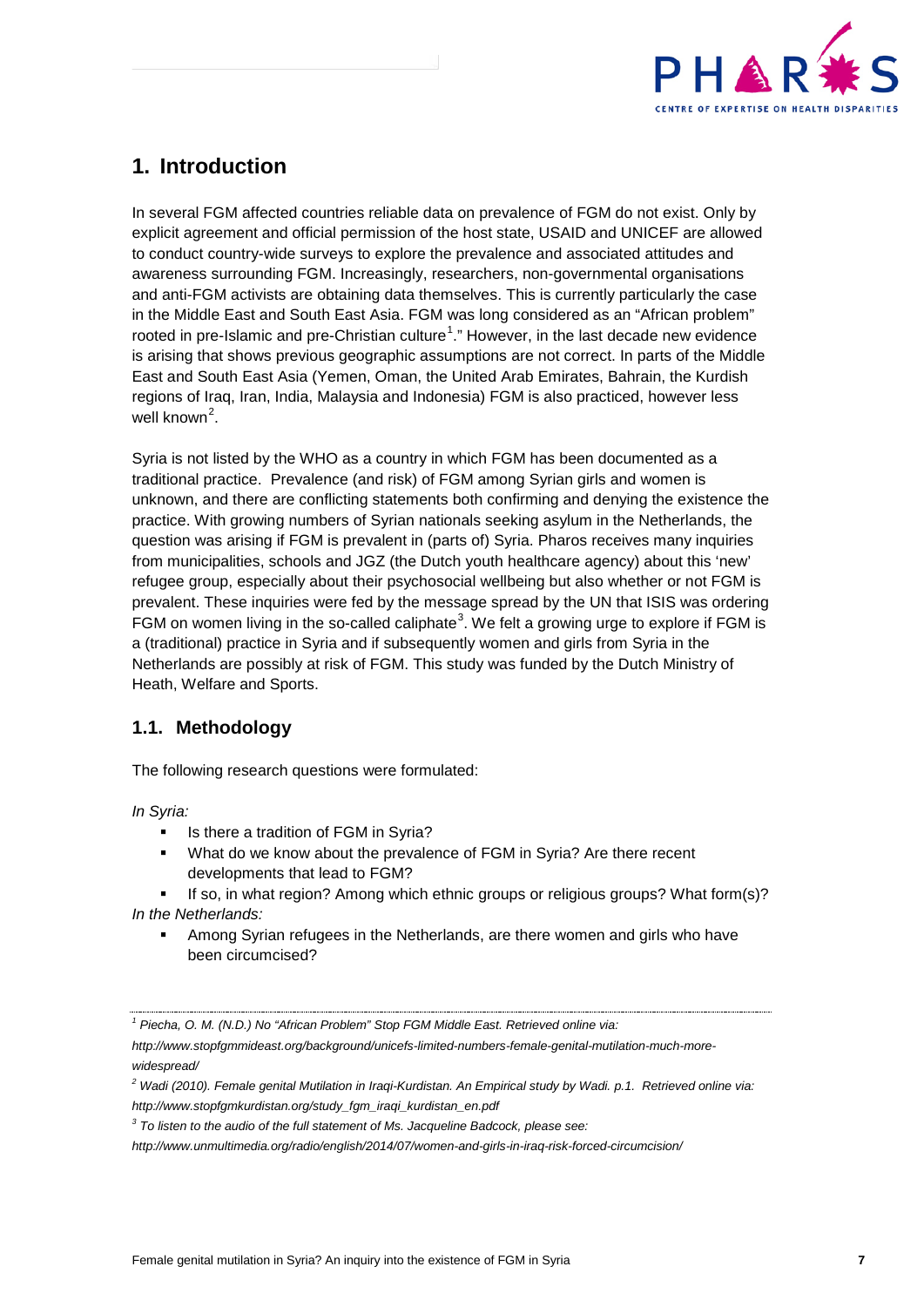# 1. Introduction

In several FGM affected countries reliable data on prevalence of FGM do not exist. Only by explicit agreement and official permission of the host state, USAID and UNICEF are allowed to conduct country-wide surveys to explore the prevalence and associated attitudes and awareness surrounding FGM. Increasingly, researchers, non-governmental organisations and anti-FGM activists are obtaining data themselves. This is currently particularly the case in the Middle East and South East Asia. FGM was long considered as an "African problem" rooted in pre-Islamic and pre-Christian culture[1]." However, in the last decade new evidence is arising that shows previous geographic assumptions are not correct. In parts of the Middle East and South East Asia (Yemen, Oman, the United Arab Emirates, Bahrain, the Kurdish regions of Iraq, Iran, India, Malaysia and Indonesia) FGM is also practiced, however less well known[2].

Syria is not listed by the WHO as a country in which FGM has been documented as a traditional practice. Prevalence (and risk) of FGM among Syrian girls and women is unknown, and there are conflicting statements both confirming and denying the existence the practice. With growing numbers of Syrian nationals seeking asylum in the Netherlands, the question was arising if FGM is prevalent in (parts of) Syria. Pharos receives many inquiries from municipalities, schools and JGZ (the Dutch youth healthcare agency) about this 'new' refugee group, especially about their psychosocial wellbeing but also whether or not FGM is prevalent. These inquiries were fed by the message spread by the UN that ISIS was ordering FGM on women living in the so-called caliphate[3]. We felt a growing urge to explore if FGM is a (traditional) practice in Syria and if subsequently women and girls from Syria in the Netherlands are possibly at risk of FGM. This study was funded by the Dutch Ministry of Heath, Welfare and Sports.

## 1.1. Methodology

The following research questions were formulated:

*In Syria:*

- Is there a tradition of FGM in Syria?
- What do we know about the prevalence of FGM in Syria? Are there recent developments that lead to FGM?
- If so, in what region? Among which ethnic groups or religious groups? What form(s)?

*In the Netherlands:*

- Among Syrian refugees in the Netherlands, are there women and girls who have been circumcised?

---

[1] *Piecha, O. M. (N.D.) No "African Problem" Stop FGM Middle East. Retrieved online via: http://www.stopfgmmideast.org/background/unicefs-limited-numbers-female-genital-mutilation-much-more-widespread/*

[2] *Wadi (2010). Female genital Mutilation in Iraqi-Kurdistan. An Empirical study by Wadi. p.1. Retrieved online via: http://www.stopfgmkurdistan.org/study_fgm_iraqi_kurdistan_en.pdf*

[3] *To listen to the audio of the full statement of Ms. Jacqueline Badcock, please see: http://www.unmultimedia.org/radio/english/2014/07/women-and-girls-in-iraq-risk-forced-circumcision/*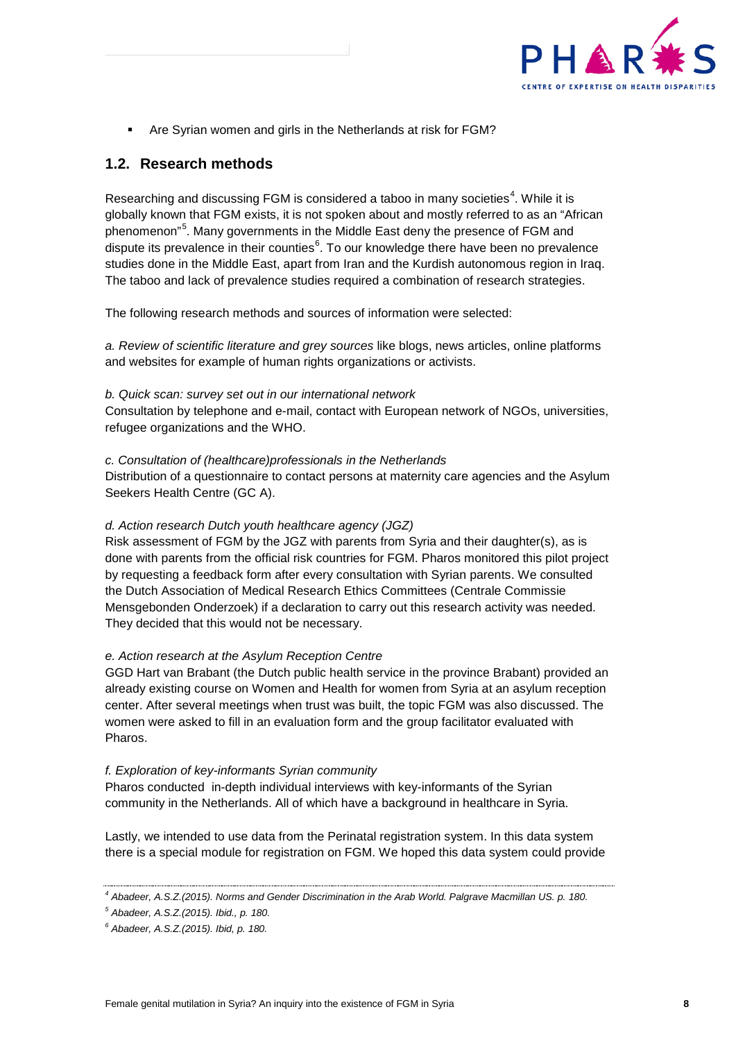- Are Syrian women and girls in the Netherlands at risk for FGM?

## 1.2. Research methods

Researching and discussing FGM is considered a taboo in many societies[4]. While it is globally known that FGM exists, it is not spoken about and mostly referred to as an "African phenomenon"[5]. Many governments in the Middle East deny the presence of FGM and dispute its prevalence in their counties[6]. To our knowledge there have been no prevalence studies done in the Middle East, apart from Iran and the Kurdish autonomous region in Iraq. The taboo and lack of prevalence studies required a combination of research strategies.

The following research methods and sources of information were selected:

*a. Review of scientific literature and grey sources* like blogs, news articles, online platforms and websites for example of human rights organizations or activists.

*b. Quick scan: survey set out in our international network*
Consultation by telephone and e-mail, contact with European network of NGOs, universities, refugee organizations and the WHO.

*c. Consultation of (healthcare)professionals in the Netherlands*
Distribution of a questionnaire to contact persons at maternity care agencies and the Asylum Seekers Health Centre (GC A).

*d. Action research Dutch youth healthcare agency (JGZ)*
Risk assessment of FGM by the JGZ with parents from Syria and their daughter(s), as is done with parents from the official risk countries for FGM. Pharos monitored this pilot project by requesting a feedback form after every consultation with Syrian parents. We consulted the Dutch Association of Medical Research Ethics Committees (Centrale Commissie Mensgebonden Onderzoek) if a declaration to carry out this research activity was needed. They decided that this would not be necessary.

*e. Action research at the Asylum Reception Centre*
GGD Hart van Brabant (the Dutch public health service in the province Brabant) provided an already existing course on Women and Health for women from Syria at an asylum reception center. After several meetings when trust was built, the topic FGM was also discussed. The women were asked to fill in an evaluation form and the group facilitator evaluated with Pharos.

*f. Exploration of key-informants Syrian community*
Pharos conducted in-depth individual interviews with key-informants of the Syrian community in the Netherlands. All of which have a background in healthcare in Syria.

Lastly, we intended to use data from the Perinatal registration system. In this data system there is a special module for registration on FGM. We hoped this data system could provide

---

[4] *Abadeer, A.S.Z.(2015). Norms and Gender Discrimination in the Arab World. Palgrave Macmillan US. p. 180.*

[5] *Abadeer, A.S.Z.(2015). Ibid., p. 180.*

[6] *Abadeer, A.S.Z.(2015). Ibid, p. 180.*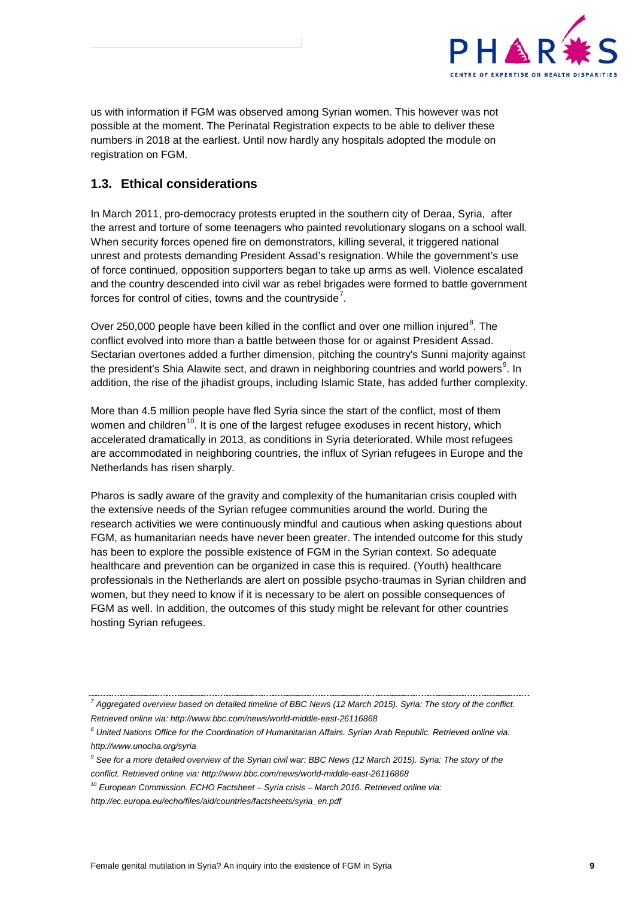us with information if FGM was observed among Syrian women. This however was not possible at the moment. The Perinatal Registration expects to be able to deliver these numbers in 2018 at the earliest. Until now hardly any hospitals adopted the module on registration on FGM.

## 1.3. Ethical considerations

In March 2011, pro-democracy protests erupted in the southern city of Deraa, Syria, after the arrest and torture of some teenagers who painted revolutionary slogans on a school wall. When security forces opened fire on demonstrators, killing several, it triggered national unrest and protests demanding President Assad's resignation. While the government's use of force continued, opposition supporters began to take up arms as well. Violence escalated and the country descended into civil war as rebel brigades were formed to battle government forces for control of cities, towns and the countryside[7].

Over 250,000 people have been killed in the conflict and over one million injured[8]. The conflict evolved into more than a battle between those for or against President Assad. Sectarian overtones added a further dimension, pitching the country's Sunni majority against the president's Shia Alawite sect, and drawn in neighboring countries and world powers[9]. In addition, the rise of the jihadist groups, including Islamic State, has added further complexity.

More than 4.5 million people have fled Syria since the start of the conflict, most of them women and children[10]. It is one of the largest refugee exoduses in recent history, which accelerated dramatically in 2013, as conditions in Syria deteriorated. While most refugees are accommodated in neighboring countries, the influx of Syrian refugees in Europe and the Netherlands has risen sharply.

Pharos is sadly aware of the gravity and complexity of the humanitarian crisis coupled with the extensive needs of the Syrian refugee communities around the world. During the research activities we were continuously mindful and cautious when asking questions about FGM, as humanitarian needs have never been greater. The intended outcome for this study has been to explore the possible existence of FGM in the Syrian context. So adequate healthcare and prevention can be organized in case this is required. (Youth) healthcare professionals in the Netherlands are alert on possible psycho-traumas in Syrian children and women, but they need to know if it is necessary to be alert on possible consequences of FGM as well. In addition, the outcomes of this study might be relevant for other countries hosting Syrian refugees.

---

*[7] Aggregated overview based on detailed timeline of BBC News (12 March 2015). Syria: The story of the conflict. Retrieved online via: http://www.bbc.com/news/world-middle-east-26116868*

*[8] United Nations Office for the Coordination of Humanitarian Affairs. Syrian Arab Republic. Retrieved online via: http://www.unocha.org/syria*

*[9] See for a more detailed overview of the Syrian civil war: BBC News (12 March 2015). Syria: The story of the conflict. Retrieved online via: http://www.bbc.com/news/world-middle-east-26116868*

*[10] European Commission. ECHO Factsheet – Syria crisis – March 2016. Retrieved online via: http://ec.europa.eu/echo/files/aid/countries/factsheets/syria_en.pdf*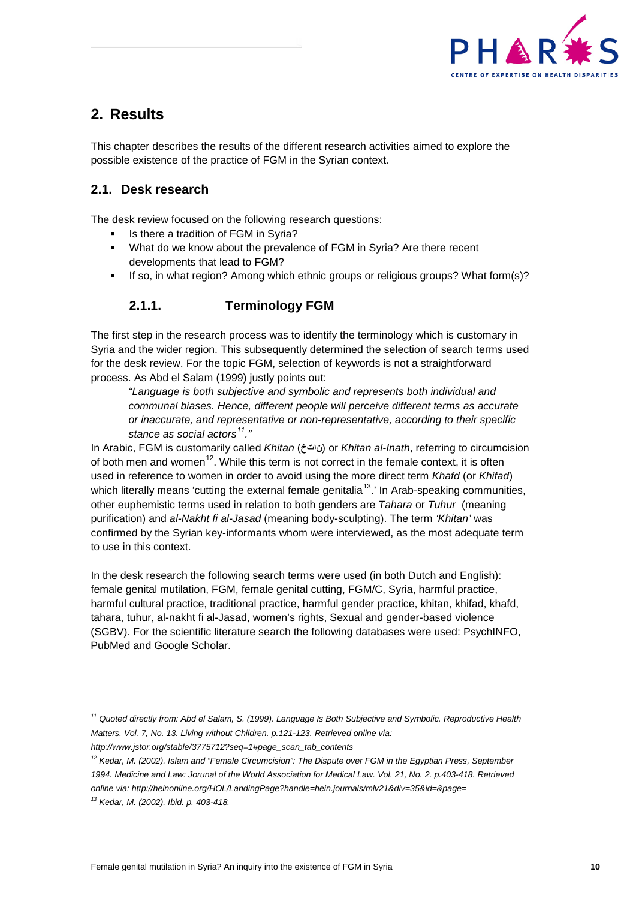## 2. Results

This chapter describes the results of the different research activities aimed to explore the possible existence of the practice of FGM in the Syrian context.

### 2.1. Desk research

The desk review focused on the following research questions:

- Is there a tradition of FGM in Syria?
- What do we know about the prevalence of FGM in Syria? Are there recent developments that lead to FGM?
- If so, in what region? Among which ethnic groups or religious groups? What form(s)?

#### 2.1.1. Terminology FGM

The first step in the research process was to identify the terminology which is customary in Syria and the wider region. This subsequently determined the selection of search terms used for the desk review. For the topic FGM, selection of keywords is not a straightforward process. As Abd el Salam (1999) justly points out:

> *"Language is both subjective and symbolic and represents both individual and communal biases. Hence, different people will perceive different terms as accurate or inaccurate, and representative or non-representative, according to their specific stance as social actors[11]."*

In Arabic, FGM is customarily called *Khitan* (ختان) or *Khitan al-Inath*, referring to circumcision of both men and women[12]. While this term is not correct in the female context, it is often used in reference to women in order to avoid using the more direct term *Khafd* (or *Khifad*) which literally means 'cutting the external female genitalia[13].' In Arab-speaking communities, other euphemistic terms used in relation to both genders are *Tahara* or *Tuhur* (meaning purification) and *al-Nakht fi al-Jasad* (meaning body-sculpting). The term *'Khitan'* was confirmed by the Syrian key-informants whom were interviewed, as the most adequate term to use in this context.

In the desk research the following search terms were used (in both Dutch and English): female genital mutilation, FGM, female genital cutting, FGM/C, Syria, harmful practice, harmful cultural practice, traditional practice, harmful gender practice, khitan, khifad, khafd, tahara, tuhur, al-nakht fi al-Jasad, women's rights, Sexual and gender-based violence (SGBV). For the scientific literature search the following databases were used: PsychINFO, PubMed and Google Scholar.

---

[11] *Quoted directly from: Abd el Salam, S. (1999). Language Is Both Subjective and Symbolic. Reproductive Health Matters. Vol. 7, No. 13. Living without Children. p.121-123. Retrieved online via: http://www.jstor.org/stable/3775712?seq=1#page_scan_tab_contents*

[12] *Kedar, M. (2002). Islam and "Female Circumcision": The Dispute over FGM in the Egyptian Press, September 1994. Medicine and Law: Joruna of the World Association for Medical Law. Vol. 21, No. 2. p.403-418. Retrieved online via: http://heinonline.org/HOL/LandingPage?handle=hein.journals/mlv21&div=35&id=&page=*

[13] *Kedar, M. (2002). Ibid. p. 403-418.*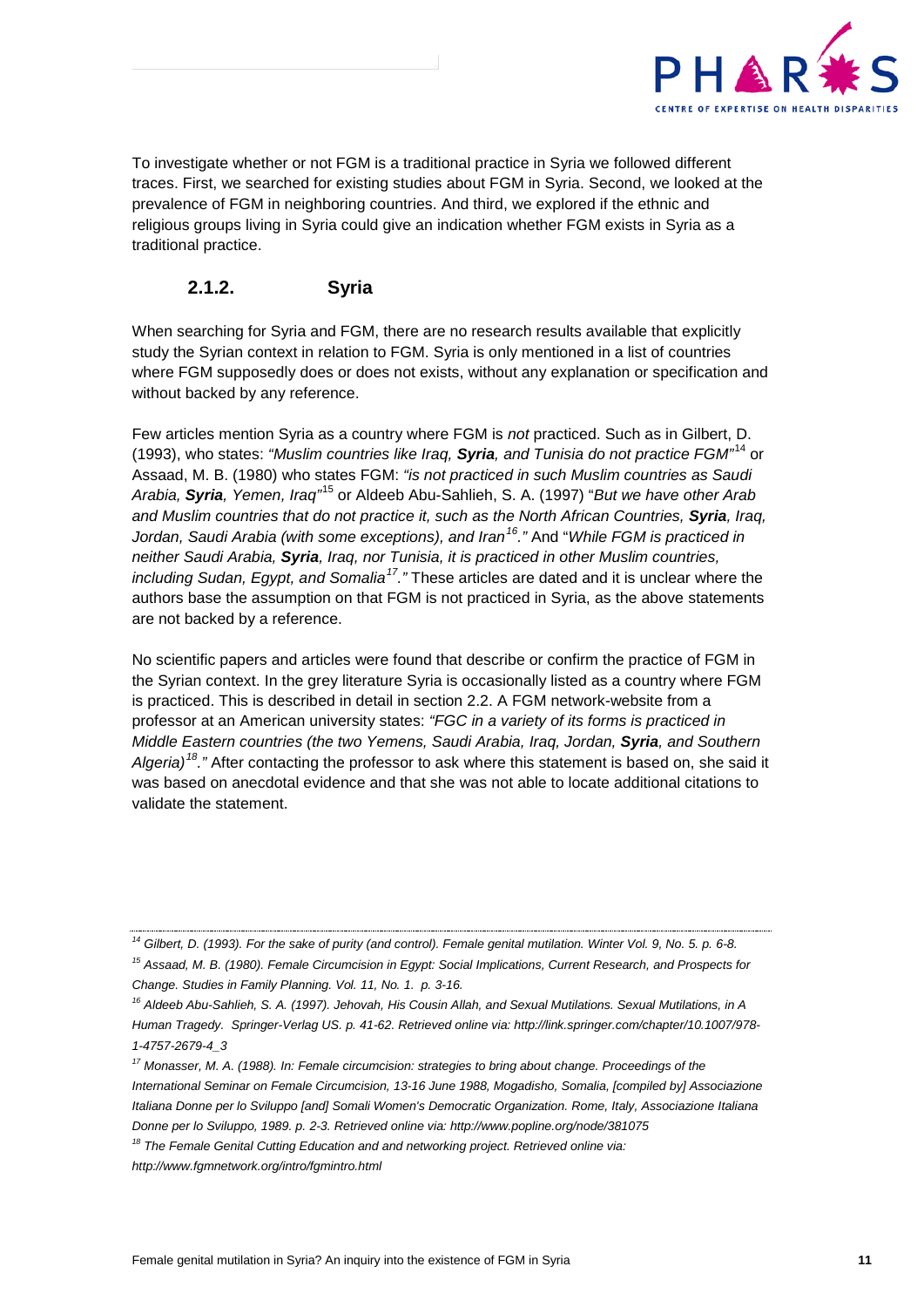To investigate whether or not FGM is a traditional practice in Syria we followed different traces. First, we searched for existing studies about FGM in Syria. Second, we looked at the prevalence of FGM in neighboring countries. And third, we explored if the ethnic and religious groups living in Syria could give an indication whether FGM exists in Syria as a traditional practice.

### 2.1.2. Syria

When searching for Syria and FGM, there are no research results available that explicitly study the Syrian context in relation to FGM. Syria is only mentioned in a list of countries where FGM supposedly does or does not exists, without any explanation or specification and without backed by any reference.

Few articles mention Syria as a country where FGM is *not* practiced. Such as in Gilbert, D. (1993), who states: *"Muslim countries like Iraq,* ***Syria****, and Tunisia do not practice FGM"*[14] or Assaad, M. B. (1980) who states FGM: *"is not practiced in such Muslim countries as Saudi Arabia,* ***Syria****, Yemen, Iraq"*[15] or Aldeeb Abu-Sahlieh, S. A. (1997) "*But we have other Arab and Muslim countries that do not practice it, such as the North African Countries,* ***Syria****, Iraq, Jordan, Saudi Arabia (with some exceptions), and Iran*[16]*."* And "*While FGM is practiced in neither Saudi Arabia,* ***Syria****, Iraq, nor Tunisia, it is practiced in other Muslim countries, including Sudan, Egypt, and Somalia*[17]*."* These articles are dated and it is unclear where the authors base the assumption on that FGM is not practiced in Syria, as the above statements are not backed by a reference.

No scientific papers and articles were found that describe or confirm the practice of FGM in the Syrian context. In the grey literature Syria is occasionally listed as a country where FGM is practiced. This is described in detail in section 2.2. A FGM network-website from a professor at an American university states: *"FGC in a variety of its forms is practiced in Middle Eastern countries (the two Yemens, Saudi Arabia, Iraq, Jordan,* ***Syria****, and Southern Algeria)*[18]*."* After contacting the professor to ask where this statement is based on, she said it was based on anecdotal evidence and that she was not able to locate additional citations to validate the statement.

---

[14] *Gilbert, D. (1993). For the sake of purity (and control). Female genital mutilation. Winter Vol. 9, No. 5. p. 6-8.*

[15] *Assaad, M. B. (1980). Female Circumcision in Egypt: Social Implications, Current Research, and Prospects for Change. Studies in Family Planning. Vol. 11, No. 1. p. 3-16.*

[16] *Aldeeb Abu-Sahlieh, S. A. (1997). Jehovah, His Cousin Allah, and Sexual Mutilations. Sexual Mutilations, in A Human Tragedy. Springer-Verlag US. p. 41-62. Retrieved online via: http://link.springer.com/chapter/10.1007/978-1-4757-2679-4_3*

[17] *Monasser, M. A. (1988). In: Female circumcision: strategies to bring about change. Proceedings of the International Seminar on Female Circumcision, 13-16 June 1988, Mogadisho, Somalia, [compiled by] Associazione Italiana Donne per lo Sviluppo [and] Somali Women's Democratic Organization. Rome, Italy, Associazione Italiana Donne per lo Sviluppo, 1989. p. 2-3. Retrieved online via: http://www.popline.org/node/381075*

[18] *The Female Genital Cutting Education and and networking project. Retrieved online via: http://www.fgmnetwork.org/intro/fgmintro.html*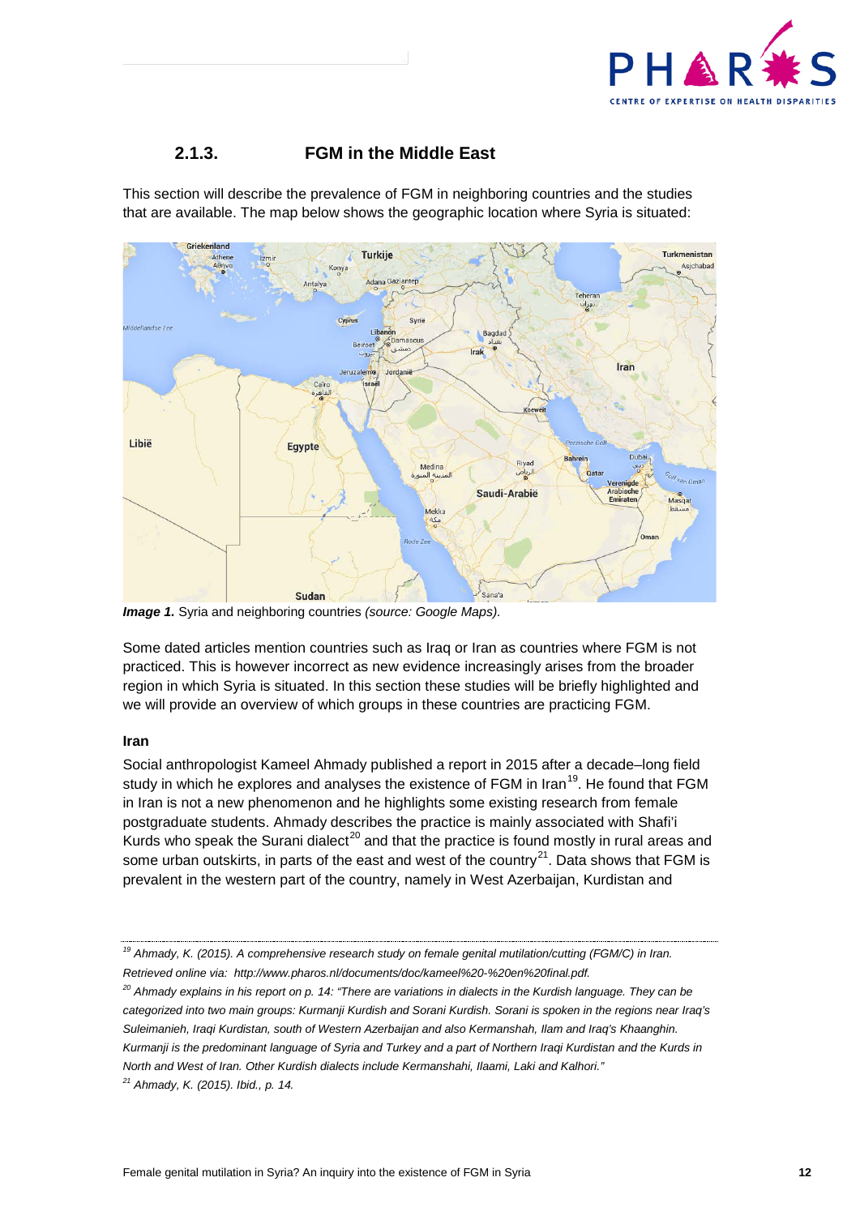### 2.1.3. FGM in the Middle East

This section will describe the prevalence of FGM in neighboring countries and the studies that are available. The map below shows the geographic location where Syria is situated:

***Image 1.*** Syria and neighboring countries *(source: Google Maps).*

Some dated articles mention countries such as Iraq or Iran as countries where FGM is not practiced. This is however incorrect as new evidence increasingly arises from the broader region in which Syria is situated. In this section these studies will be briefly highlighted and we will provide an overview of which groups in these countries are practicing FGM.

**Iran**

Social anthropologist Kameel Ahmady published a report in 2015 after a decade–long field study in which he explores and analyses the existence of FGM in Iran[19]. He found that FGM in Iran is not a new phenomenon and he highlights some existing research from female postgraduate students. Ahmady describes the practice is mainly associated with Shafi'i Kurds who speak the Surani dialect[20] and that the practice is found mostly in rural areas and some urban outskirts, in parts of the east and west of the country[21]. Data shows that FGM is prevalent in the western part of the country, namely in West Azerbaijan, Kurdistan and

---

*[19] Ahmady, K. (2015). A comprehensive research study on female genital mutilation/cutting (FGM/C) in Iran. Retrieved online via: http://www.pharos.nl/documents/doc/kameel%20-%20en%20final.pdf.*

*[20] Ahmady explains in his report on p. 14: "There are variations in dialects in the Kurdish language. They can be categorized into two main groups: Kurmanji Kurdish and Sorani Kurdish. Sorani is spoken in the regions near Iraq's Suleimanieh, Iraqi Kurdistan, south of Western Azerbaijan and also Kermanshah, Ilam and Iraq's Khaanghin. Kurmanji is the predominant language of Syria and Turkey and a part of Northern Iraqi Kurdistan and the Kurds in North and West of Iran. Other Kurdish dialects include Kermanshahi, Ilaami, Laki and Kalhori."*

*[21] Ahmady, K. (2015). Ibid., p. 14.*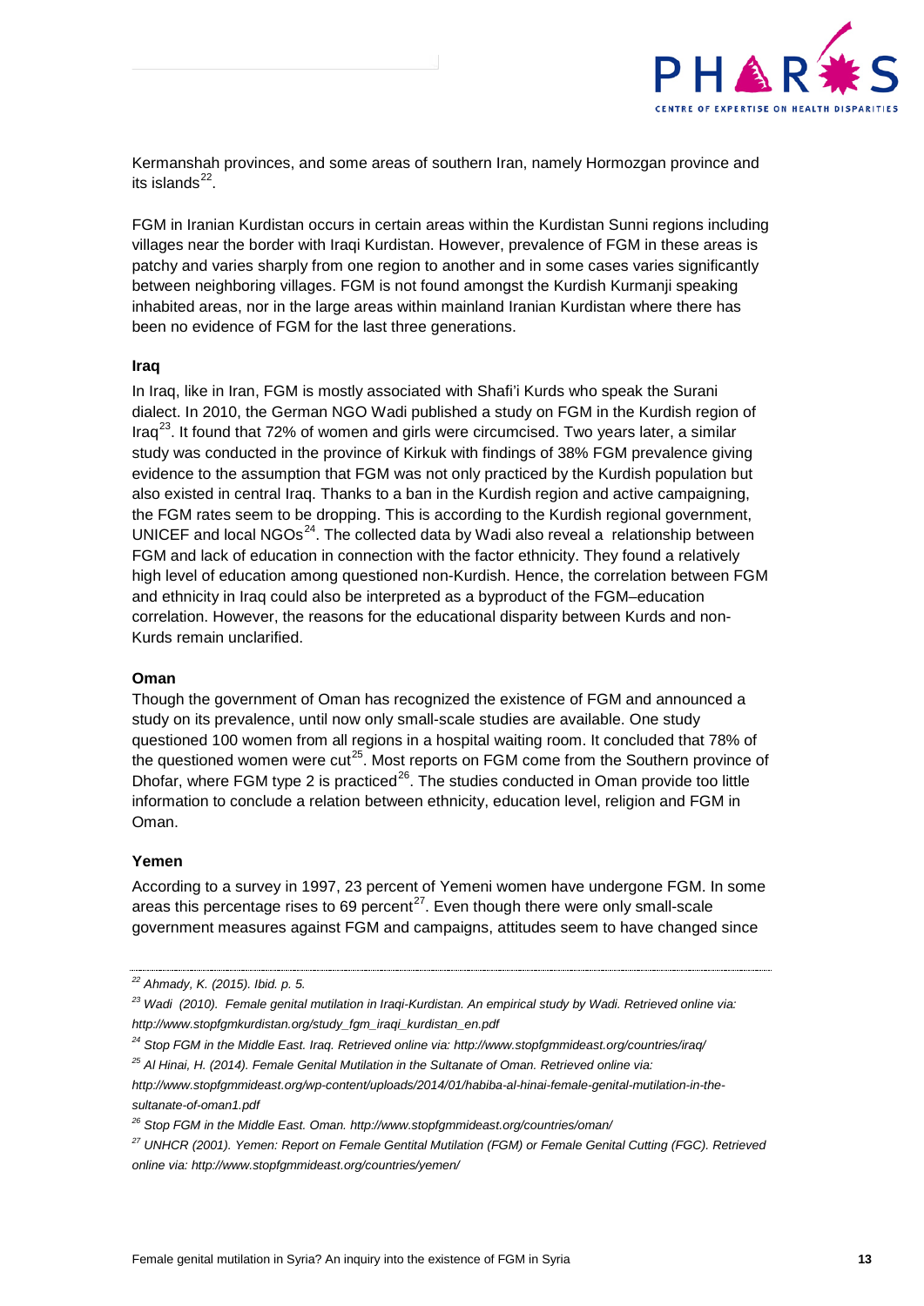Kermanshah provinces, and some areas of southern Iran, namely Hormozgan province and its islands[22].

FGM in Iranian Kurdistan occurs in certain areas within the Kurdistan Sunni regions including villages near the border with Iraqi Kurdistan. However, prevalence of FGM in these areas is patchy and varies sharply from one region to another and in some cases varies significantly between neighboring villages. FGM is not found amongst the Kurdish Kurmanji speaking inhabited areas, nor in the large areas within mainland Iranian Kurdistan where there has been no evidence of FGM for the last three generations.

**Iraq**

In Iraq, like in Iran, FGM is mostly associated with Shafi'i Kurds who speak the Surani dialect. In 2010, the German NGO Wadi published a study on FGM in the Kurdish region of Iraq[23]. It found that 72% of women and girls were circumcised. Two years later, a similar study was conducted in the province of Kirkuk with findings of 38% FGM prevalence giving evidence to the assumption that FGM was not only practiced by the Kurdish population but also existed in central Iraq. Thanks to a ban in the Kurdish region and active campaigning, the FGM rates seem to be dropping. This is according to the Kurdish regional government, UNICEF and local NGOs[24]. The collected data by Wadi also reveal a relationship between FGM and lack of education in connection with the factor ethnicity. They found a relatively high level of education among questioned non-Kurdish. Hence, the correlation between FGM and ethnicity in Iraq could also be interpreted as a byproduct of the FGM–education correlation. However, the reasons for the educational disparity between Kurds and non-Kurds remain unclarified.

**Oman**

Though the government of Oman has recognized the existence of FGM and announced a study on its prevalence, until now only small-scale studies are available. One study questioned 100 women from all regions in a hospital waiting room. It concluded that 78% of the questioned women were cut[25]. Most reports on FGM come from the Southern province of Dhofar, where FGM type 2 is practiced[26]. The studies conducted in Oman provide too little information to conclude a relation between ethnicity, education level, religion and FGM in Oman.

**Yemen**

According to a survey in 1997, 23 percent of Yemeni women have undergone FGM. In some areas this percentage rises to 69 percent[27]. Even though there were only small-scale government measures against FGM and campaigns, attitudes seem to have changed since

---

*[22] Ahmady, K. (2015). Ibid. p. 5.*

*[23] Wadi (2010). Female genital mutilation in Iraqi-Kurdistan. An empirical study by Wadi. Retrieved online via: http://www.stopfgmkurdistan.org/study_fgm_iraqi_kurdistan_en.pdf*

*[24] Stop FGM in the Middle East. Iraq. Retrieved online via: http://www.stopfgmmideast.org/countries/iraq/*

*[25] Al Hinai, H. (2014). Female Genital Mutilation in the Sultanate of Oman. Retrieved online via: http://www.stopfgmmideast.org/wp-content/uploads/2014/01/habiba-al-hinai-female-genital-mutilation-in-the-sultanate-of-oman1.pdf*

*[26] Stop FGM in the Middle East. Oman. http://www.stopfgmmideast.org/countries/oman/*

*[27] UNHCR (2001). Yemen: Report on Female Gentital Mutilation (FGM) or Female Genital Cutting (FGC). Retrieved online via: http://www.stopfgmmideast.org/countries/yemen/*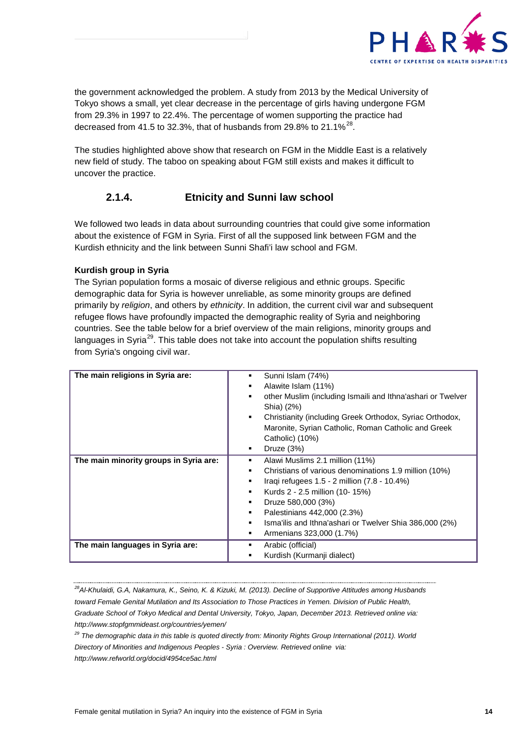the government acknowledged the problem. A study from 2013 by the Medical University of Tokyo shows a small, yet clear decrease in the percentage of girls having undergone FGM from 29.3% in 1997 to 22.4%. The percentage of women supporting the practice had decreased from 41.5 to 32.3%, that of husbands from 29.8% to 21.1%[28].

The studies highlighted above show that research on FGM in the Middle East is a relatively new field of study. The taboo on speaking about FGM still exists and makes it difficult to uncover the practice.

### 2.1.4. Etnicity and Sunni law school

We followed two leads in data about surrounding countries that could give some information about the existence of FGM in Syria. First of all the supposed link between FGM and the Kurdish ethnicity and the link between Sunni Shafi'i law school and FGM.

**Kurdish group in Syria**

The Syrian population forms a mosaic of diverse religious and ethnic groups. Specific demographic data for Syria is however unreliable, as some minority groups are defined primarily by *religion*, and others by *ethnicity*. In addition, the current civil war and subsequent refugee flows have profoundly impacted the demographic reality of Syria and neighboring countries. See the table below for a brief overview of the main religions, minority groups and languages in Syria[29]. This table does not take into account the population shifts resulting from Syria's ongoing civil war.

| | |
|---|---|
| **The main religions in Syria are:** | ▪ Sunni Islam (74%)<br>▪ Alawite Islam (11%)<br>▪ other Muslim (including Ismaili and Ithna'ashari or Twelver Shia) (2%)<br>▪ Christianity (including Greek Orthodox, Syriac Orthodox, Maronite, Syrian Catholic, Roman Catholic and Greek Catholic) (10%)<br>▪ Druze (3%) |
| **The main minority groups in Syria are:** | ▪ Alawi Muslims 2.1 million (11%)<br>▪ Christians of various denominations 1.9 million (10%)<br>▪ Iraqi refugees 1.5 - 2 million (7.8 - 10.4%)<br>▪ Kurds 2 - 2.5 million (10- 15%)<br>▪ Druze 580,000 (3%)<br>▪ Palestinians 442,000 (2.3%)<br>▪ Isma'ilis and Ithna'ashari or Twelver Shia 386,000 (2%)<br>▪ Armenians 323,000 (1.7%) |
| **The main languages in Syria are:** | ▪ Arabic (official)<br>▪ Kurdish (Kurmanji dialect) |

---

[28] *Al-Khulaidi, G.A, Nakamura, K., Seino, K. & Kizuki, M. (2013). Decline of Supportive Attitudes among Husbands toward Female Genital Mutilation and Its Association to Those Practices in Yemen. Division of Public Health, Graduate School of Tokyo Medical and Dental University, Tokyo, Japan, December 2013. Retrieved online via: http://www.stopfgmmideast.org/countries/yemen/*

[29] *The demographic data in this table is quoted directly from: Minority Rights Group International (2011). World Directory of Minorities and Indigenous Peoples - Syria : Overview. Retrieved online via: http://www.refworld.org/docid/4954ce5ac.html*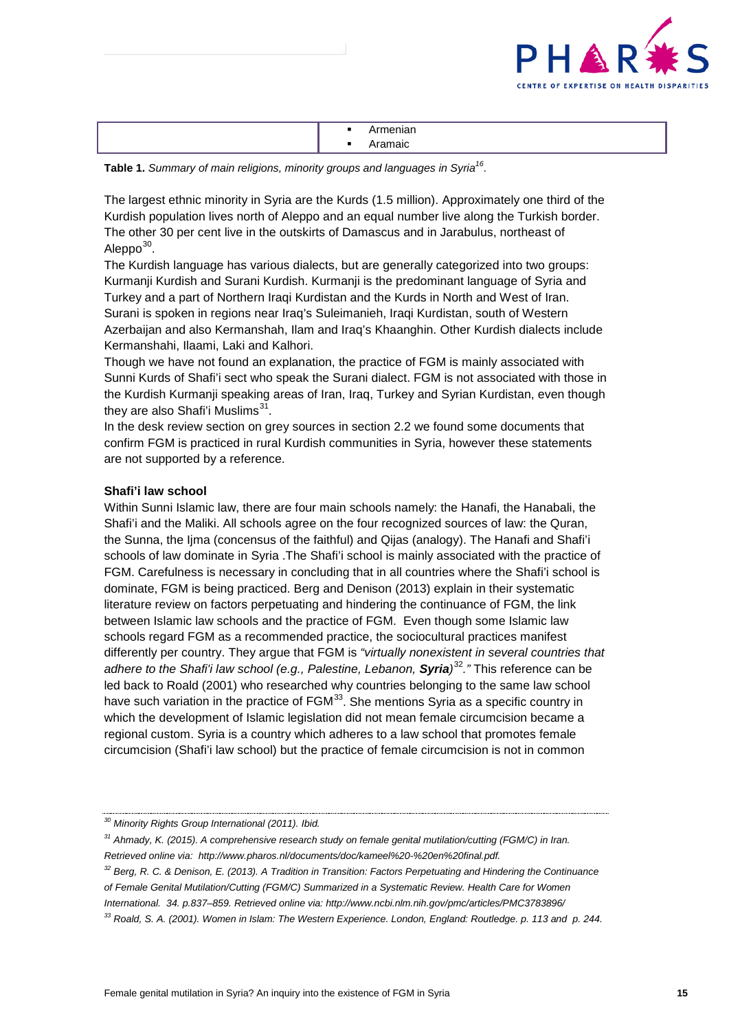| | |
|---|---|
| | ▪ Armenian<br>▪ Aramaic |

**Table 1.** *Summary of main religions, minority groups and languages in Syria[16].*

The largest ethnic minority in Syria are the Kurds (1.5 million). Approximately one third of the Kurdish population lives north of Aleppo and an equal number live along the Turkish border. The other 30 per cent live in the outskirts of Damascus and in Jarabulus, northeast of Aleppo[30].

The Kurdish language has various dialects, but are generally categorized into two groups: Kurmanji Kurdish and Surani Kurdish. Kurmanji is the predominant language of Syria and Turkey and a part of Northern Iraqi Kurdistan and the Kurds in North and West of Iran. Surani is spoken in regions near Iraq's Suleimanieh, Iraqi Kurdistan, south of Western Azerbaijan and also Kermanshah, Ilam and Iraq's Khaanghin. Other Kurdish dialects include Kermanshahi, Ilaami, Laki and Kalhori.

Though we have not found an explanation, the practice of FGM is mainly associated with Sunni Kurds of Shafi'i sect who speak the Surani dialect. FGM is not associated with those in the Kurdish Kurmanji speaking areas of Iran, Iraq, Turkey and Syrian Kurdistan, even though they are also Shafi'i Muslims[31].

In the desk review section on grey sources in section 2.2 we found some documents that confirm FGM is practiced in rural Kurdish communities in Syria, however these statements are not supported by a reference.

**Shafi'i law school**

Within Sunni Islamic law, there are four main schools namely: the Hanafi, the Hanabali, the Shafi'i and the Maliki. All schools agree on the four recognized sources of law: the Quran, the Sunna, the Ijma (concensus of the faithful) and Qijas (analogy). The Hanafi and Shafi'i schools of law dominate in Syria .The Shafi'i school is mainly associated with the practice of FGM. Carefulness is necessary in concluding that in all countries where the Shafi'i school is dominate, FGM is being practiced. Berg and Denison (2013) explain in their systematic literature review on factors perpetuating and hindering the continuance of FGM, the link between Islamic law schools and the practice of FGM. Even though some Islamic law schools regard FGM as a recommended practice, the sociocultural practices manifest differently per country. They argue that FGM is *"virtually nonexistent in several countries that adhere to the Shafi'i law school (e.g., Palestine, Lebanon,* ***Syria****)[32]."* This reference can be led back to Roald (2001) who researched why countries belonging to the same law school have such variation in the practice of FGM[33]. She mentions Syria as a specific country in which the development of Islamic legislation did not mean female circumcision became a regional custom. Syria is a country which adheres to a law school that promotes female circumcision (Shafi'i law school) but the practice of female circumcision is not in common

---

*[30] Minority Rights Group International (2011). Ibid.*

*[31] Ahmady, K. (2015). A comprehensive research study on female genital mutilation/cutting (FGM/C) in Iran. Retrieved online via: http://www.pharos.nl/documents/doc/kameel%20-%20en%20final.pdf.*

*[32] Berg, R. C. & Denison, E. (2013). A Tradition in Transition: Factors Perpetuating and Hindering the Continuance of Female Genital Mutilation/Cutting (FGM/C) Summarized in a Systematic Review. Health Care for Women International. 34. p.837–859. Retrieved online via: http://www.ncbi.nlm.nih.gov/pmc/articles/PMC3783896/*

*[33] Roald, S. A. (2001). Women in Islam: The Western Experience. London, England: Routledge. p. 113 and p. 244.*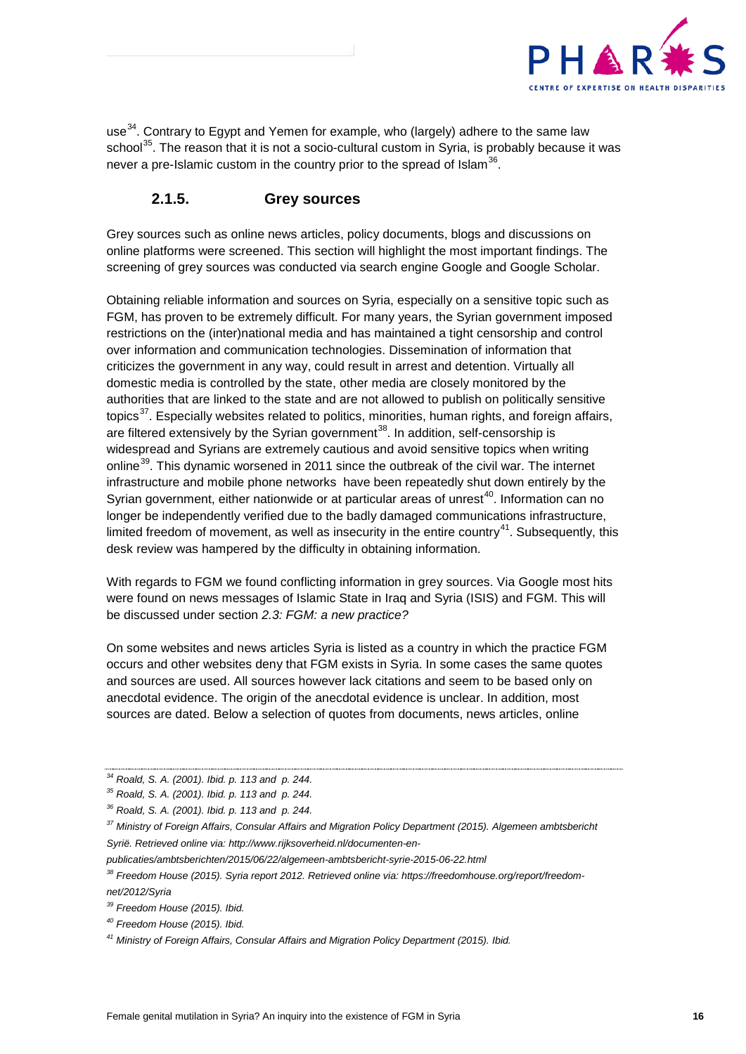use[34]. Contrary to Egypt and Yemen for example, who (largely) adhere to the same law school[35]. The reason that it is not a socio-cultural custom in Syria, is probably because it was never a pre-Islamic custom in the country prior to the spread of Islam[36].

### 2.1.5. Grey sources

Grey sources such as online news articles, policy documents, blogs and discussions on online platforms were screened. This section will highlight the most important findings. The screening of grey sources was conducted via search engine Google and Google Scholar.

Obtaining reliable information and sources on Syria, especially on a sensitive topic such as FGM, has proven to be extremely difficult. For many years, the Syrian government imposed restrictions on the (inter)national media and has maintained a tight censorship and control over information and communication technologies. Dissemination of information that criticizes the government in any way, could result in arrest and detention. Virtually all domestic media is controlled by the state, other media are closely monitored by the authorities that are linked to the state and are not allowed to publish on politically sensitive topics[37]. Especially websites related to politics, minorities, human rights, and foreign affairs, are filtered extensively by the Syrian government[38]. In addition, self-censorship is widespread and Syrians are extremely cautious and avoid sensitive topics when writing online[39]. This dynamic worsened in 2011 since the outbreak of the civil war. The internet infrastructure and mobile phone networks have been repeatedly shut down entirely by the Syrian government, either nationwide or at particular areas of unrest[40]. Information can no longer be independently verified due to the badly damaged communications infrastructure, limited freedom of movement, as well as insecurity in the entire country[41]. Subsequently, this desk review was hampered by the difficulty in obtaining information.

With regards to FGM we found conflicting information in grey sources. Via Google most hits were found on news messages of Islamic State in Iraq and Syria (ISIS) and FGM. This will be discussed under section *2.3: FGM: a new practice?*

On some websites and news articles Syria is listed as a country in which the practice FGM occurs and other websites deny that FGM exists in Syria. In some cases the same quotes and sources are used. All sources however lack citations and seem to be based only on anecdotal evidence. The origin of the anecdotal evidence is unclear. In addition, most sources are dated. Below a selection of quotes from documents, news articles, online

---

*[34] Roald, S. A. (2001). Ibid. p. 113 and p. 244.*

*[35] Roald, S. A. (2001). Ibid. p. 113 and p. 244.*

*[36] Roald, S. A. (2001). Ibid. p. 113 and p. 244.*

*[37] Ministry of Foreign Affairs, Consular Affairs and Migration Policy Department (2015). Algemeen ambtsbericht Syrië. Retrieved online via: http://www.rijksoverheid.nl/documenten-en-publicaties/ambtsberichten/2015/06/22/algemeen-ambtsbericht-syrie-2015-06-22.html*

*[38] Freedom House (2015). Syria report 2012. Retrieved online via: https://freedomhouse.org/report/freedom-net/2012/Syria*

*[39] Freedom House (2015). Ibid.*

*[40] Freedom House (2015). Ibid.*

*[41] Ministry of Foreign Affairs, Consular Affairs and Migration Policy Department (2015). Ibid.*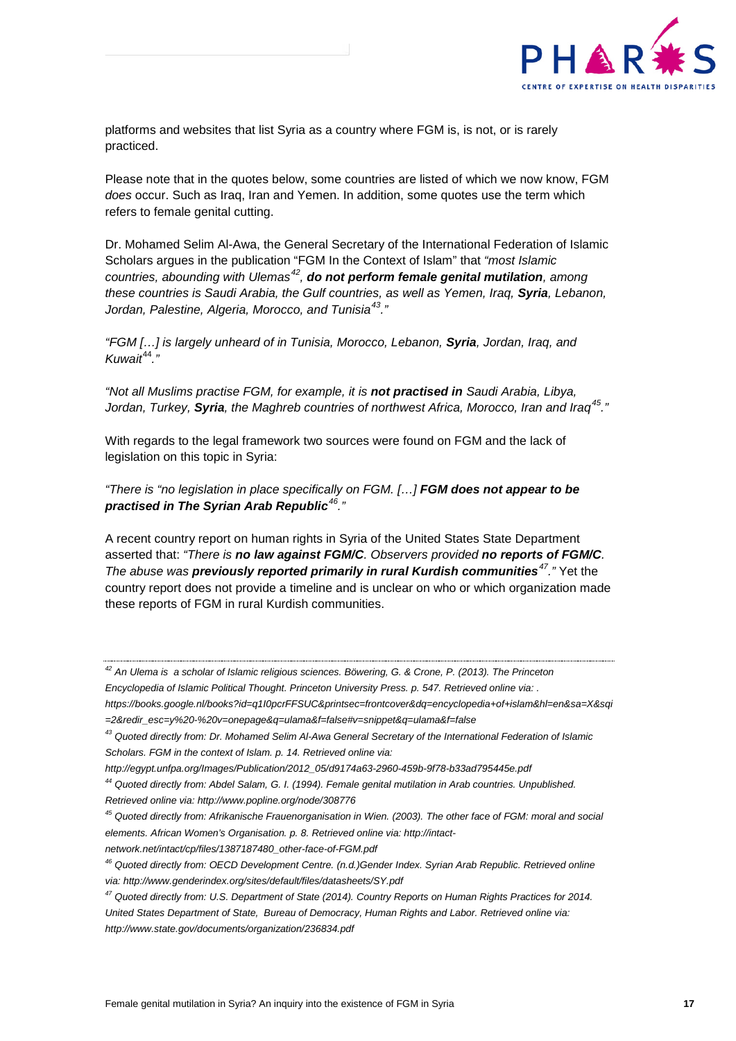platforms and websites that list Syria as a country where FGM is, is not, or is rarely practiced.

Please note that in the quotes below, some countries are listed of which we now know, FGM *does* occur. Such as Iraq, Iran and Yemen. In addition, some quotes use the term which refers to female genital cutting.

Dr. Mohamed Selim Al-Awa, the General Secretary of the International Federation of Islamic Scholars argues in the publication "FGM In the Context of Islam" that *"most Islamic countries, abounding with Ulemas*[42]*, **do not perform female genital mutilation**, among these countries is Saudi Arabia, the Gulf countries, as well as Yemen, Iraq, **Syria**, Lebanon, Jordan, Palestine, Algeria, Morocco, and Tunisia*[43]*."*

*"FGM […] is largely unheard of in Tunisia, Morocco, Lebanon, **Syria**, Jordan, Iraq, and Kuwait*[44]*."*

*"Not all Muslims practise FGM, for example, it is **not practised in** Saudi Arabia, Libya, Jordan, Turkey, **Syria**, the Maghreb countries of northwest Africa, Morocco, Iran and Iraq*[45]*."*

With regards to the legal framework two sources were found on FGM and the lack of legislation on this topic in Syria:

*"There is "no legislation in place specifically on FGM. […] **FGM does not appear to be practised in The Syrian Arab Republic**[46]."*

A recent country report on human rights in Syria of the United States State Department asserted that: *"There is **no law against FGM/C**. Observers provided **no reports of FGM/C**. The abuse was **previously reported primarily in rural Kurdish communities**[47]."* Yet the country report does not provide a timeline and is unclear on who or which organization made these reports of FGM in rural Kurdish communities.

---

[42] *An Ulema is a scholar of Islamic religious sciences. Böwering, G. & Crone, P. (2013). The Princeton Encyclopedia of Islamic Political Thought. Princeton University Press. p. 547. Retrieved online via: . https://books.google.nl/books?id=q1I0pcrFFSUC&printsec=frontcover&dq=encyclopedia+of+islam&hl=en&sa=X&sqi=2&redir_esc=y%20-%20v=onepage&q=ulama&f=false#v=snippet&q=ulama&f=false*

[43] *Quoted directly from: Dr. Mohamed Selim Al-Awa General Secretary of the International Federation of Islamic Scholars. FGM in the context of Islam. p. 14. Retrieved online via: http://egypt.unfpa.org/Images/Publication/2012_05/d9174a63-2960-459b-9f78-b33ad795445e.pdf*

[44] *Quoted directly from: Abdel Salam, G. I. (1994). Female genital mutilation in Arab countries. Unpublished. Retrieved online via: http://www.popline.org/node/308776*

[45] *Quoted directly from: Afrikanische Frauenorganisation in Wien. (2003). The other face of FGM: moral and social elements. African Women's Organisation. p. 8. Retrieved online via: http://intact-network.net/intact/cp/files/1387187480_other-face-of-FGM.pdf*

[46] *Quoted directly from: OECD Development Centre. (n.d.)Gender Index. Syrian Arab Republic. Retrieved online via: http://www.genderindex.org/sites/default/files/datasheets/SY.pdf*

[47] *Quoted directly from: U.S. Department of State (2014). Country Reports on Human Rights Practices for 2014. United States Department of State, Bureau of Democracy, Human Rights and Labor. Retrieved online via: http://www.state.gov/documents/organization/236834.pdf*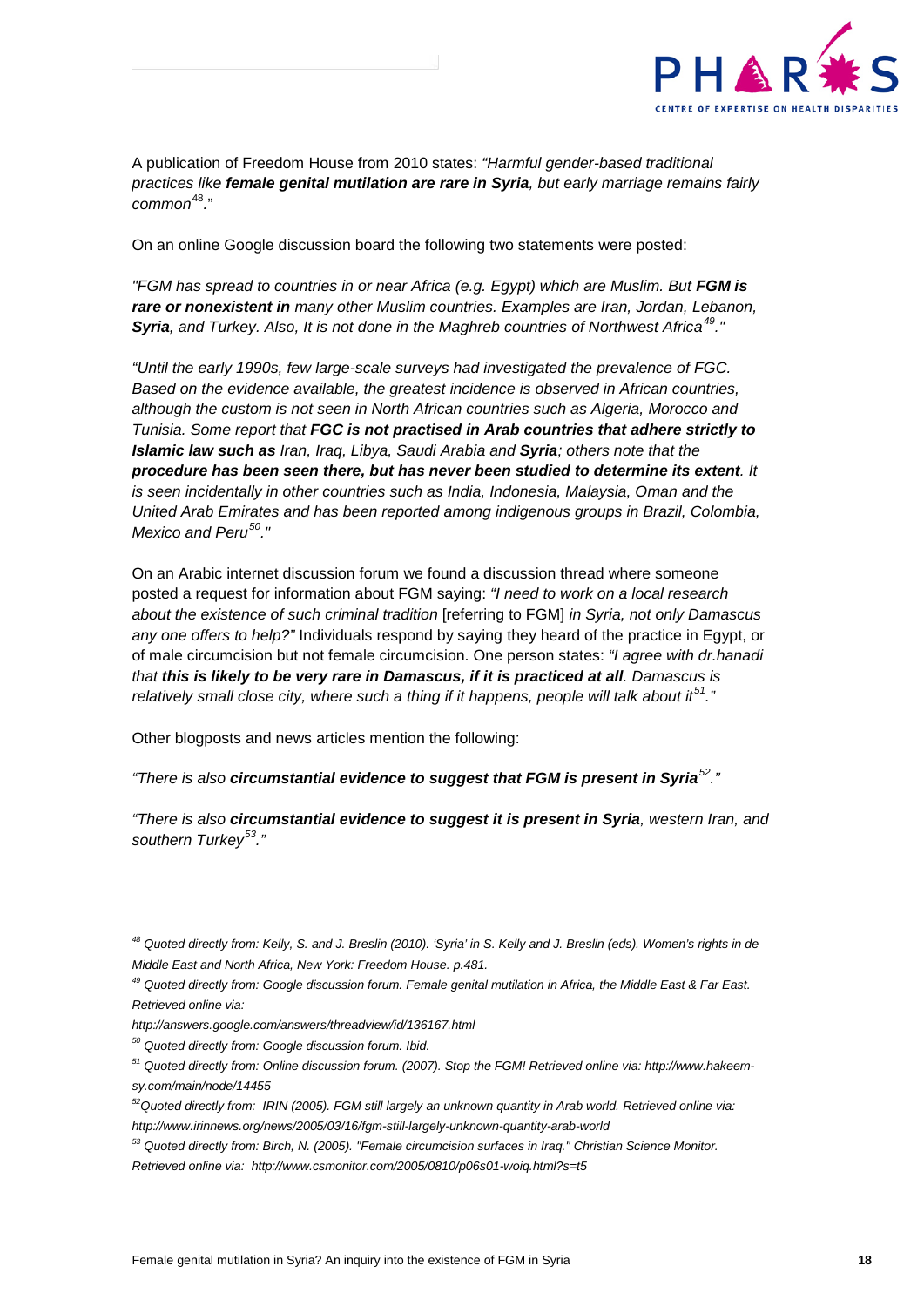A publication of Freedom House from 2010 states: *"Harmful gender-based traditional practices like **female genital mutilation are rare in Syria**, but early marriage remains fairly common*[48]."

On an online Google discussion board the following two statements were posted:

*"FGM has spread to countries in or near Africa (e.g. Egypt) which are Muslim. But **FGM is rare or nonexistent in** many other Muslim countries. Examples are Iran, Jordan, Lebanon, **Syria**, and Turkey. Also, It is not done in the Maghreb countries of Northwest Africa*[49]*."*

*"Until the early 1990s, few large-scale surveys had investigated the prevalence of FGC. Based on the evidence available, the greatest incidence is observed in African countries, although the custom is not seen in North African countries such as Algeria, Morocco and Tunisia. Some report that **FGC is not practised in Arab countries that adhere strictly to Islamic law such as** Iran, Iraq, Libya, Saudi Arabia and **Syria**; others note that the **procedure has been seen there, but has never been studied to determine its extent**. It is seen incidentally in other countries such as India, Indonesia, Malaysia, Oman and the United Arab Emirates and has been reported among indigenous groups in Brazil, Colombia, Mexico and Peru*[50]*."*

On an Arabic internet discussion forum we found a discussion thread where someone posted a request for information about FGM saying: *"I need to work on a local research about the existence of such criminal tradition* [referring to FGM] *in Syria, not only Damascus any one offers to help?"* Individuals respond by saying they heard of the practice in Egypt, or of male circumcision but not female circumcision. One person states: *"I agree with dr.hanadi that **this is likely to be very rare in Damascus, if it is practiced at all**. Damascus is relatively small close city, where such a thing if it happens, people will talk about it*[51]*."*

Other blogposts and news articles mention the following:

*"There is also **circumstantial evidence to suggest that FGM is present in Syria***[52]*."*

*"There is also **circumstantial evidence to suggest it is present in Syria**, western Iran, and southern Turkey*[53]*."*

---

[48] *Quoted directly from: Kelly, S. and J. Breslin (2010). 'Syria' in S. Kelly and J. Breslin (eds). Women's rights in de Middle East and North Africa, New York: Freedom House. p.481.*

[49] *Quoted directly from: Google discussion forum. Female genital mutilation in Africa, the Middle East & Far East. Retrieved online via:*

*http://answers.google.com/answers/threadview/id/136167.html*

[50] *Quoted directly from: Google discussion forum. Ibid.*

[51] *Quoted directly from: Online discussion forum. (2007). Stop the FGM! Retrieved online via: http://www.hakeem-sy.com/main/node/14455*

[52] *Quoted directly from: IRIN (2005). FGM still largely an unknown quantity in Arab world. Retrieved online via: http://www.irinnews.org/news/2005/03/16/fgm-still-largely-unknown-quantity-arab-world*

[53] *Quoted directly from: Birch, N. (2005). "Female circumcision surfaces in Iraq." Christian Science Monitor. Retrieved online via: http://www.csmonitor.com/2005/0810/p06s01-woiq.html?s=t5*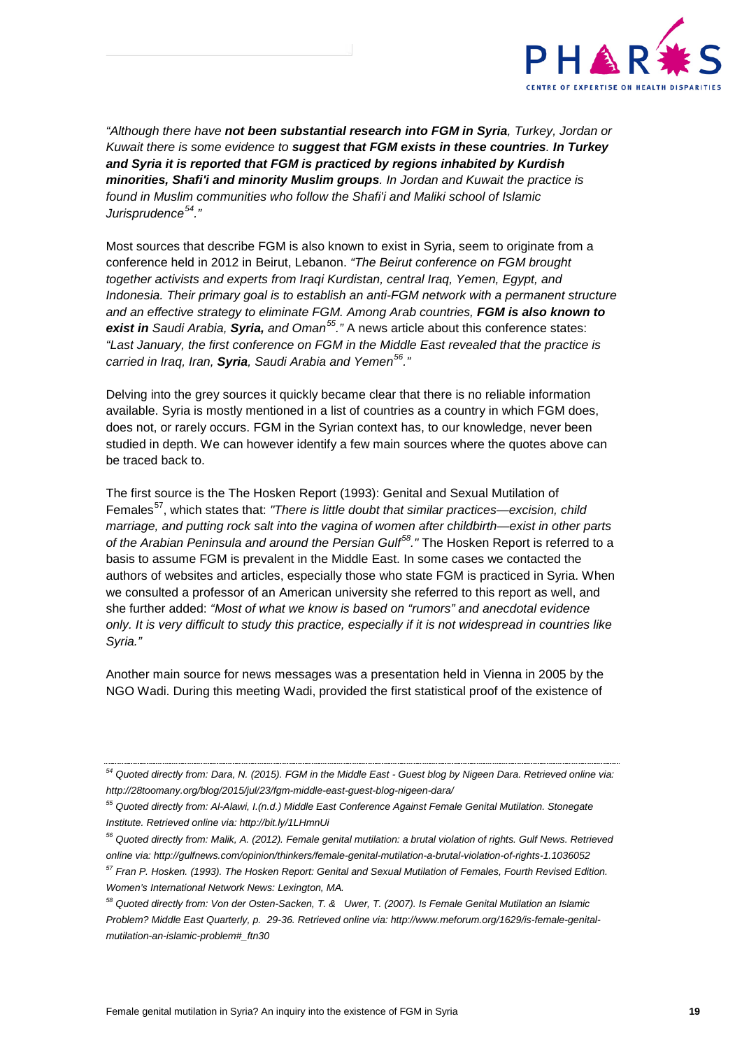*"Although there have **not been substantial research into FGM in Syria**, Turkey, Jordan or Kuwait there is some evidence to **suggest that FGM exists in these countries**. **In Turkey and Syria it is reported that FGM is practiced by regions inhabited by Kurdish minorities, Shafi'i and minority Muslim groups**. In Jordan and Kuwait the practice is found in Muslim communities who follow the Shafi'i and Maliki school of Islamic Jurisprudence[54]."*

Most sources that describe FGM is also known to exist in Syria, seem to originate from a conference held in 2012 in Beirut, Lebanon. *"The Beirut conference on FGM brought together activists and experts from Iraqi Kurdistan, central Iraq, Yemen, Egypt, and Indonesia. Their primary goal is to establish an anti-FGM network with a permanent structure and an effective strategy to eliminate FGM. Among Arab countries, **FGM is also known to exist in** Saudi Arabia, **Syria,** and Oman[55]."* A news article about this conference states: *"Last January, the first conference on FGM in the Middle East revealed that the practice is carried in Iraq, Iran, **Syria**, Saudi Arabia and Yemen[56]."*

Delving into the grey sources it quickly became clear that there is no reliable information available. Syria is mostly mentioned in a list of countries as a country in which FGM does, does not, or rarely occurs. FGM in the Syrian context has, to our knowledge, never been studied in depth. We can however identify a few main sources where the quotes above can be traced back to.

The first source is the The Hosken Report (1993): Genital and Sexual Mutilation of Females[57], which states that: *"There is little doubt that similar practices—excision, child marriage, and putting rock salt into the vagina of women after childbirth—exist in other parts of the Arabian Peninsula and around the Persian Gulf[58]."* The Hosken Report is referred to a basis to assume FGM is prevalent in the Middle East. In some cases we contacted the authors of websites and articles, especially those who state FGM is practiced in Syria. When we consulted a professor of an American university she referred to this report as well, and she further added: *"Most of what we know is based on "rumors" and anecdotal evidence only. It is very difficult to study this practice, especially if it is not widespread in countries like Syria."*

Another main source for news messages was a presentation held in Vienna in 2005 by the NGO Wadi. During this meeting Wadi, provided the first statistical proof of the existence of

---

*[54] Quoted directly from: Dara, N. (2015). FGM in the Middle East - Guest blog by Nigeen Dara. Retrieved online via: http://28toomany.org/blog/2015/jul/23/fgm-middle-east-guest-blog-nigeen-dara/*

*[55] Quoted directly from: Al-Alawi, I.(n.d.) Middle East Conference Against Female Genital Mutilation. Stonegate Institute. Retrieved online via: http://bit.ly/1LHmnUi*

*[56] Quoted directly from: Malik, A. (2012). Female genital mutilation: a brutal violation of rights. Gulf News. Retrieved online via: http://gulfnews.com/opinion/thinkers/female-genital-mutilation-a-brutal-violation-of-rights-1.1036052*

*[57] Fran P. Hosken. (1993). The Hosken Report: Genital and Sexual Mutilation of Females, Fourth Revised Edition. Women's International Network News: Lexington, MA.*

*[58] Quoted directly from: Von der Osten-Sacken, T. & Uwer, T. (2007). Is Female Genital Mutilation an Islamic Problem? Middle East Quarterly, p. 29-36. Retrieved online via: http://www.meforum.org/1629/is-female-genital-mutilation-an-islamic-problem#_ftn30*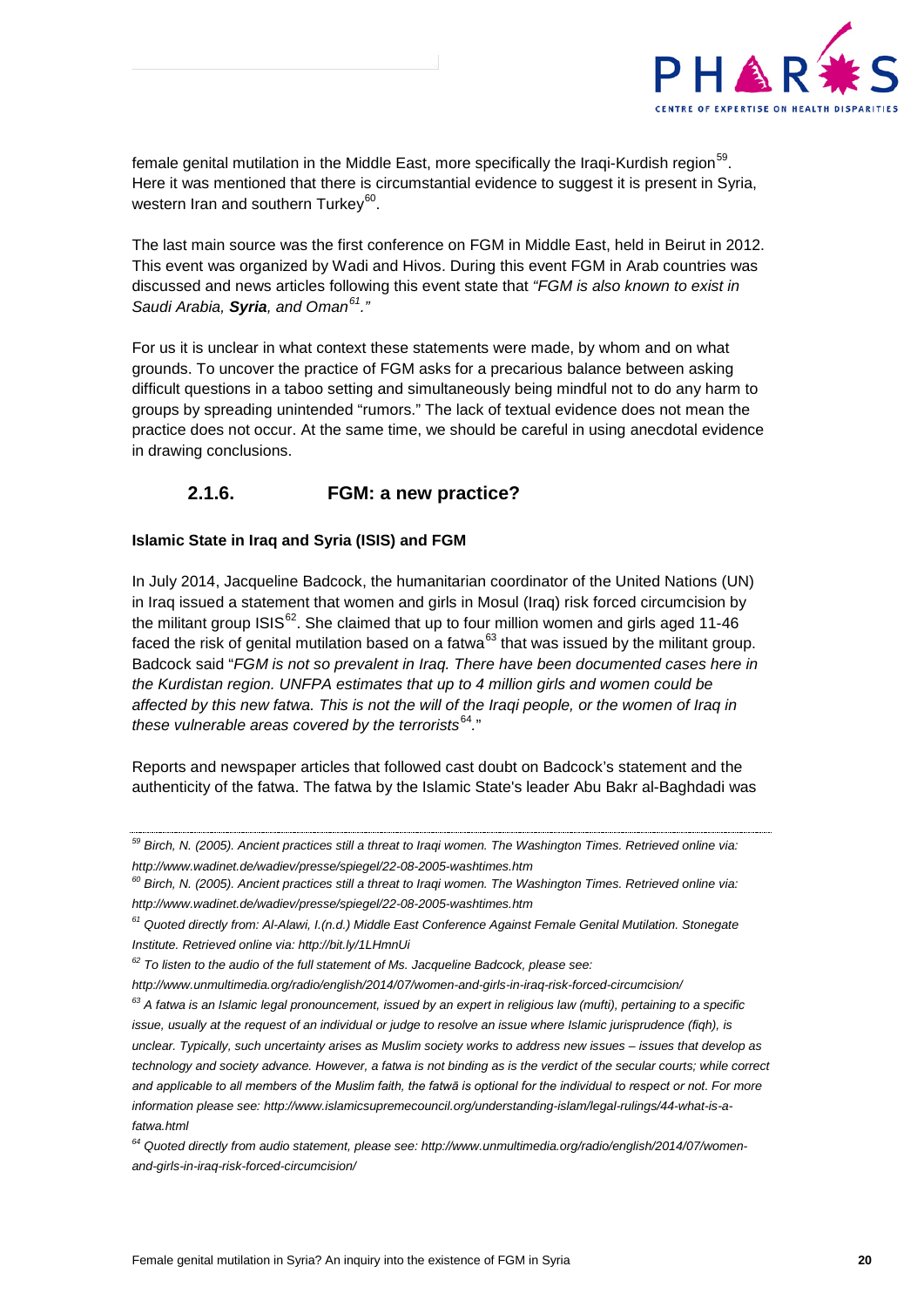female genital mutilation in the Middle East, more specifically the Iraqi-Kurdish region[59]. Here it was mentioned that there is circumstantial evidence to suggest it is present in Syria, western Iran and southern Turkey[60].

The last main source was the first conference on FGM in Middle East, held in Beirut in 2012. This event was organized by Wadi and Hivos. During this event FGM in Arab countries was discussed and news articles following this event state that *"FGM is also known to exist in Saudi Arabia, **Syria**, and Oman[61]."*

For us it is unclear in what context these statements were made, by whom and on what grounds. To uncover the practice of FGM asks for a precarious balance between asking difficult questions in a taboo setting and simultaneously being mindful not to do any harm to groups by spreading unintended "rumors." The lack of textual evidence does not mean the practice does not occur. At the same time, we should be careful in using anecdotal evidence in drawing conclusions.

### 2.1.6. FGM: a new practice?

**Islamic State in Iraq and Syria (ISIS) and FGM**

In July 2014, Jacqueline Badcock, the humanitarian coordinator of the United Nations (UN) in Iraq issued a statement that women and girls in Mosul (Iraq) risk forced circumcision by the militant group ISIS[62]. She claimed that up to four million women and girls aged 11-46 faced the risk of genital mutilation based on a fatwa[63] that was issued by the militant group. Badcock said "*FGM is not so prevalent in Iraq. There have been documented cases here in the Kurdistan region. UNFPA estimates that up to 4 million girls and women could be affected by this new fatwa. This is not the will of the Iraqi people, or the women of Iraq in these vulnerable areas covered by the terrorists*[64]."

Reports and newspaper articles that followed cast doubt on Badcock's statement and the authenticity of the fatwa. The fatwa by the Islamic State's leader Abu Bakr al-Baghdadi was

---

*[59] Birch, N. (2005). Ancient practices still a threat to Iraqi women. The Washington Times. Retrieved online via: http://www.wadinet.de/wadiev/presse/spiegel/22-08-2005-washtimes.htm*

*[60] Birch, N. (2005). Ancient practices still a threat to Iraqi women. The Washington Times. Retrieved online via: http://www.wadinet.de/wadiev/presse/spiegel/22-08-2005-washtimes.htm*

*[61] Quoted directly from: Al-Alawi, I.(n.d.) Middle East Conference Against Female Genital Mutilation. Stonegate Institute. Retrieved online via: http://bit.ly/1LHmnUi*

*[62] To listen to the audio of the full statement of Ms. Jacqueline Badcock, please see: http://www.unmultimedia.org/radio/english/2014/07/women-and-girls-in-iraq-risk-forced-circumcision/*

*[63] A fatwa is an Islamic legal pronouncement, issued by an expert in religious law (mufti), pertaining to a specific issue, usually at the request of an individual or judge to resolve an issue where Islamic jurisprudence (fiqh), is unclear. Typically, such uncertainty arises as Muslim society works to address new issues – issues that develop as technology and society advance. However, a fatwa is not binding as is the verdict of the secular courts; while correct and applicable to all members of the Muslim faith, the fatwā is optional for the individual to respect or not. For more information please see: http://www.islamicsupremecouncil.org/understanding-islam/legal-rulings/44-what-is-a-fatwa.html*

*[64] Quoted directly from audio statement, please see: http://www.unmultimedia.org/radio/english/2014/07/women-and-girls-in-iraq-risk-forced-circumcision/*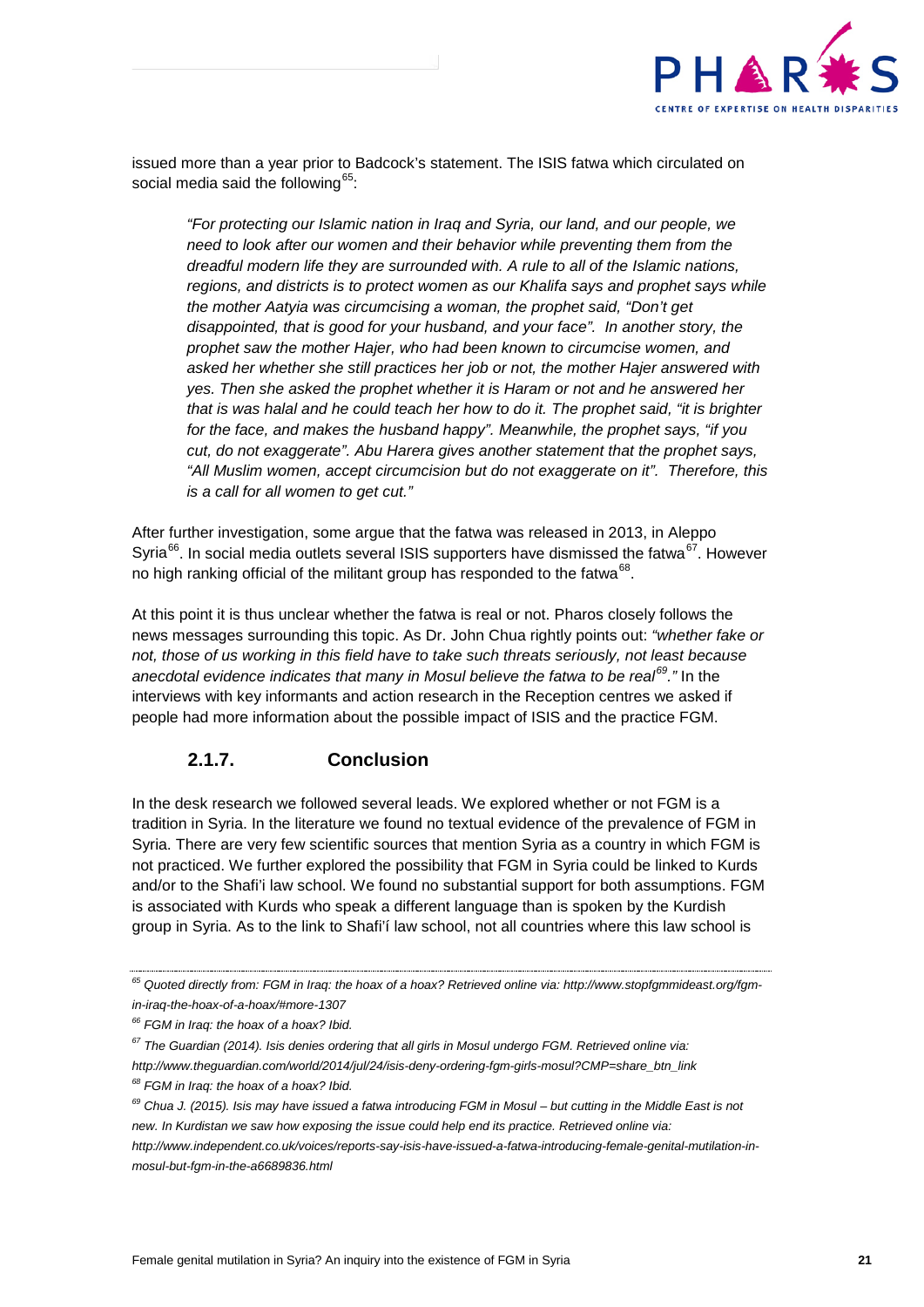issued more than a year prior to Badcock's statement. The ISIS fatwa which circulated on social media said the following[65]:

> *"For protecting our Islamic nation in Iraq and Syria, our land, and our people, we need to look after our women and their behavior while preventing them from the dreadful modern life they are surrounded with. A rule to all of the Islamic nations, regions, and districts is to protect women as our Khalifa says and prophet says while the mother Aatyia was circumcising a woman, the prophet said, "Don't get disappointed, that is good for your husband, and your face". In another story, the prophet saw the mother Hajer, who had been known to circumcise women, and asked her whether she still practices her job or not, the mother Hajer answered with yes. Then she asked the prophet whether it is Haram or not and he answered her that is was halal and he could teach her how to do it. The prophet said, "it is brighter for the face, and makes the husband happy". Meanwhile, the prophet says, "if you cut, do not exaggerate". Abu Harera gives another statement that the prophet says, "All Muslim women, accept circumcision but do not exaggerate on it". Therefore, this is a call for all women to get cut."*

After further investigation, some argue that the fatwa was released in 2013, in Aleppo Syria[66]. In social media outlets several ISIS supporters have dismissed the fatwa[67]. However no high ranking official of the militant group has responded to the fatwa[68].

At this point it is thus unclear whether the fatwa is real or not. Pharos closely follows the news messages surrounding this topic. As Dr. John Chua rightly points out: *"whether fake or not, those of us working in this field have to take such threats seriously, not least because anecdotal evidence indicates that many in Mosul believe the fatwa to be real[69]."* In the interviews with key informants and action research in the Reception centres we asked if people had more information about the possible impact of ISIS and the practice FGM.

### 2.1.7. Conclusion

In the desk research we followed several leads. We explored whether or not FGM is a tradition in Syria. In the literature we found no textual evidence of the prevalence of FGM in Syria. There are very few scientific sources that mention Syria as a country in which FGM is not practiced. We further explored the possibility that FGM in Syria could be linked to Kurds and/or to the Shafi'i law school. We found no substantial support for both assumptions. FGM is associated with Kurds who speak a different language than is spoken by the Kurdish group in Syria. As to the link to Shafi'í law school, not all countries where this law school is

---

*[65] Quoted directly from: FGM in Iraq: the hoax of a hoax? Retrieved online via: http://www.stopfgmmideast.org/fgm-in-iraq-the-hoax-of-a-hoax/#more-1307*

*[66] FGM in Iraq: the hoax of a hoax? Ibid.*

*[67] The Guardian (2014). Isis denies ordering that all girls in Mosul undergo FGM. Retrieved online via: http://www.theguardian.com/world/2014/jul/24/isis-deny-ordering-fgm-girls-mosul?CMP=share_btn_link*

*[68] FGM in Iraq: the hoax of a hoax? Ibid.*

*[69] Chua J. (2015). Isis may have issued a fatwa introducing FGM in Mosul – but cutting in the Middle East is not new. In Kurdistan we saw how exposing the issue could help end its practice. Retrieved online via: http://www.independent.co.uk/voices/reports-say-isis-have-issued-a-fatwa-introducing-female-genital-mutilation-in-mosul-but-fgm-in-the-a6689836.html*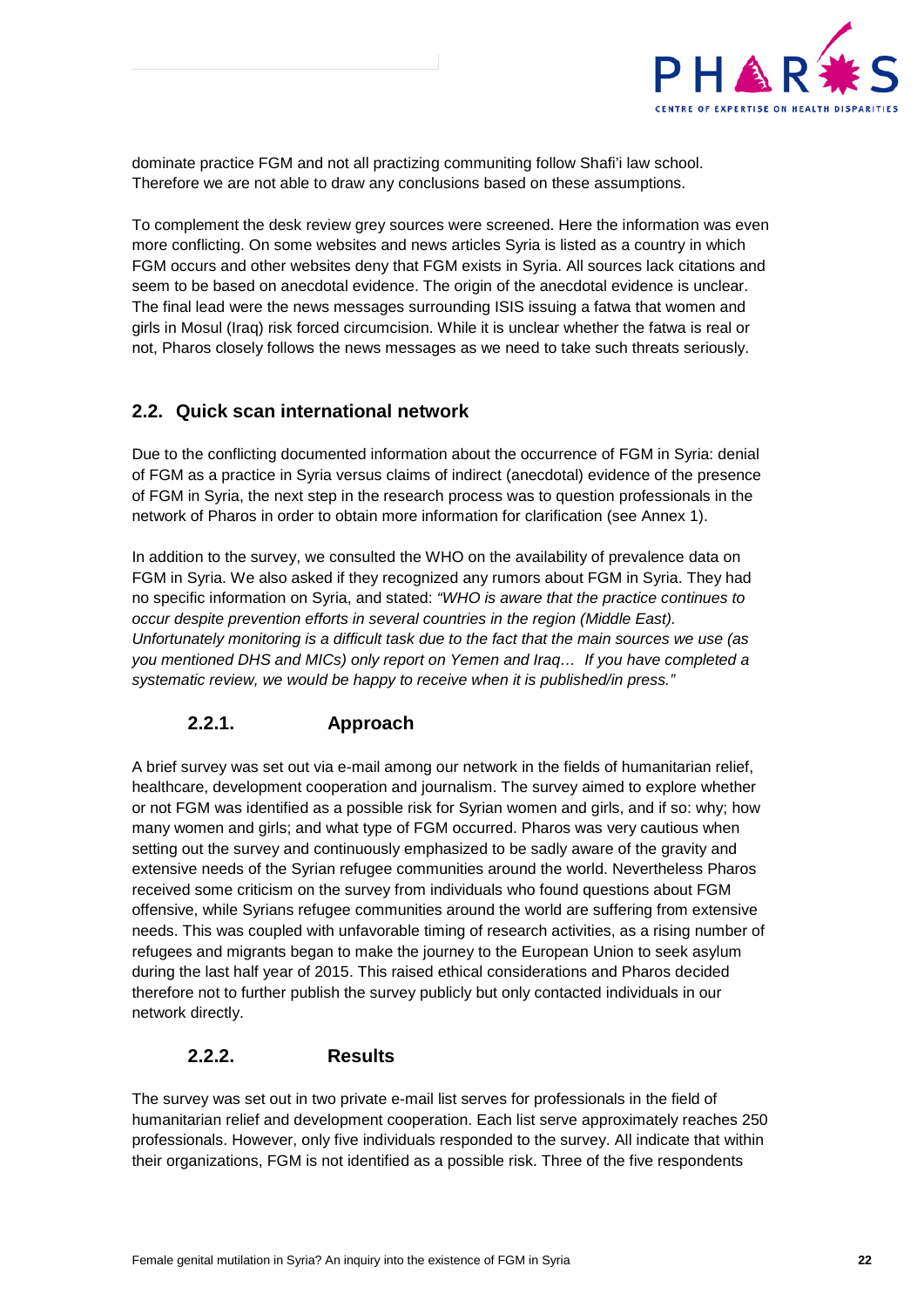dominate practice FGM and not all practizing communiting follow Shafi'i law school. Therefore we are not able to draw any conclusions based on these assumptions.

To complement the desk review grey sources were screened. Here the information was even more conflicting. On some websites and news articles Syria is listed as a country in which FGM occurs and other websites deny that FGM exists in Syria. All sources lack citations and seem to be based on anecdotal evidence. The origin of the anecdotal evidence is unclear. The final lead were the news messages surrounding ISIS issuing a fatwa that women and girls in Mosul (Iraq) risk forced circumcision. While it is unclear whether the fatwa is real or not, Pharos closely follows the news messages as we need to take such threats seriously.

## 2.2. Quick scan international network

Due to the conflicting documented information about the occurrence of FGM in Syria: denial of FGM as a practice in Syria versus claims of indirect (anecdotal) evidence of the presence of FGM in Syria, the next step in the research process was to question professionals in the network of Pharos in order to obtain more information for clarification (see Annex 1).

In addition to the survey, we consulted the WHO on the availability of prevalence data on FGM in Syria. We also asked if they recognized any rumors about FGM in Syria. They had no specific information on Syria, and stated: *"WHO is aware that the practice continues to occur despite prevention efforts in several countries in the region (Middle East). Unfortunately monitoring is a difficult task due to the fact that the main sources we use (as you mentioned DHS and MICs) only report on Yemen and Iraq… If you have completed a systematic review, we would be happy to receive when it is published/in press."*

### 2.2.1. Approach

A brief survey was set out via e-mail among our network in the fields of humanitarian relief, healthcare, development cooperation and journalism. The survey aimed to explore whether or not FGM was identified as a possible risk for Syrian women and girls, and if so: why; how many women and girls; and what type of FGM occurred. Pharos was very cautious when setting out the survey and continuously emphasized to be sadly aware of the gravity and extensive needs of the Syrian refugee communities around the world. Nevertheless Pharos received some criticism on the survey from individuals who found questions about FGM offensive, while Syrians refugee communities around the world are suffering from extensive needs. This was coupled with unfavorable timing of research activities, as a rising number of refugees and migrants began to make the journey to the European Union to seek asylum during the last half year of 2015. This raised ethical considerations and Pharos decided therefore not to further publish the survey publicly but only contacted individuals in our network directly.

### 2.2.2. Results

The survey was set out in two private e-mail list serves for professionals in the field of humanitarian relief and development cooperation. Each list serve approximately reaches 250 professionals. However, only five individuals responded to the survey. All indicate that within their organizations, FGM is not identified as a possible risk. Three of the five respondents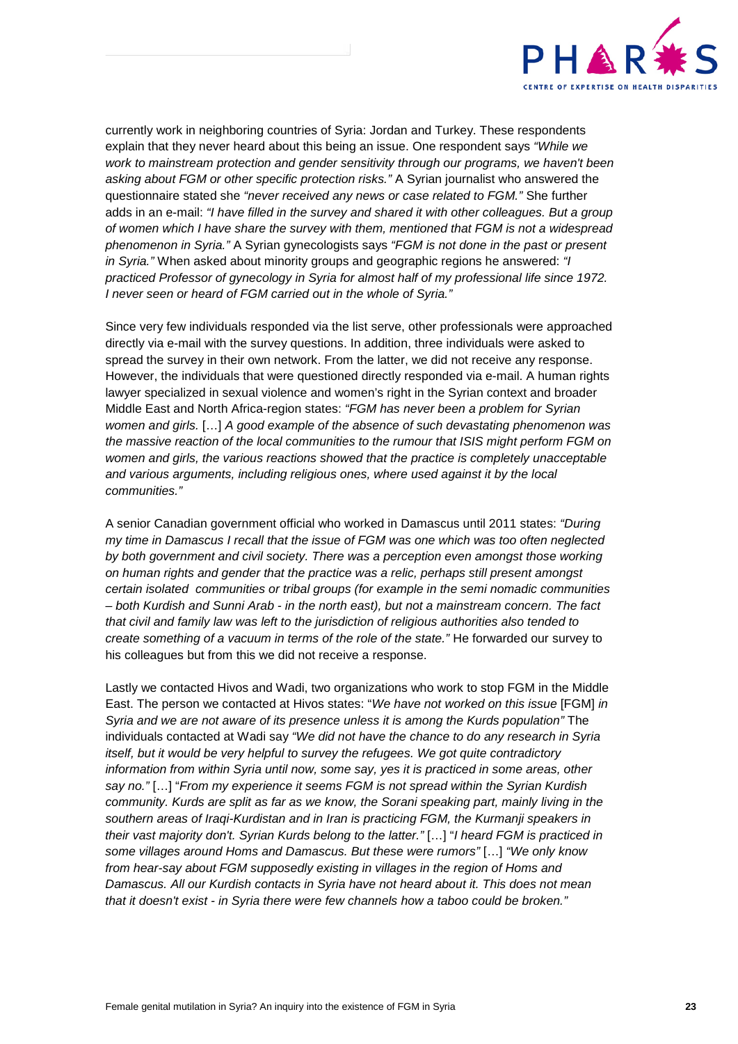currently work in neighboring countries of Syria: Jordan and Turkey. These respondents explain that they never heard about this being an issue. One respondent says *"While we work to mainstream protection and gender sensitivity through our programs, we haven't been asking about FGM or other specific protection risks."* A Syrian journalist who answered the questionnaire stated she *"never received any news or case related to FGM."* She further adds in an e-mail: *"I have filled in the survey and shared it with other colleagues. But a group of women which I have share the survey with them, mentioned that FGM is not a widespread phenomenon in Syria."* A Syrian gynecologists says *"FGM is not done in the past or present in Syria."* When asked about minority groups and geographic regions he answered: *"I practiced Professor of gynecology in Syria for almost half of my professional life since 1972. I never seen or heard of FGM carried out in the whole of Syria."*

Since very few individuals responded via the list serve, other professionals were approached directly via e-mail with the survey questions. In addition, three individuals were asked to spread the survey in their own network. From the latter, we did not receive any response. However, the individuals that were questioned directly responded via e-mail. A human rights lawyer specialized in sexual violence and women's right in the Syrian context and broader Middle East and North Africa-region states: *"FGM has never been a problem for Syrian women and girls.* […] *A good example of the absence of such devastating phenomenon was the massive reaction of the local communities to the rumour that ISIS might perform FGM on women and girls, the various reactions showed that the practice is completely unacceptable and various arguments, including religious ones, where used against it by the local communities."*

A senior Canadian government official who worked in Damascus until 2011 states: *"During my time in Damascus I recall that the issue of FGM was one which was too often neglected by both government and civil society. There was a perception even amongst those working on human rights and gender that the practice was a relic, perhaps still present amongst certain isolated communities or tribal groups (for example in the semi nomadic communities – both Kurdish and Sunni Arab - in the north east), but not a mainstream concern. The fact that civil and family law was left to the jurisdiction of religious authorities also tended to create something of a vacuum in terms of the role of the state."* He forwarded our survey to his colleagues but from this we did not receive a response.

Lastly we contacted Hivos and Wadi, two organizations who work to stop FGM in the Middle East. The person we contacted at Hivos states: "*We have not worked on this issue* [FGM] *in Syria and we are not aware of its presence unless it is among the Kurds population"* The individuals contacted at Wadi say *"We did not have the chance to do any research in Syria itself, but it would be very helpful to survey the refugees. We got quite contradictory information from within Syria until now, some say, yes it is practiced in some areas, other say no."* […] "*From my experience it seems FGM is not spread within the Syrian Kurdish community. Kurds are split as far as we know, the Sorani speaking part, mainly living in the southern areas of Iraqi-Kurdistan and in Iran is practicing FGM, the Kurmanji speakers in their vast majority don't. Syrian Kurds belong to the latter."* […] "*I heard FGM is practiced in some villages around Homs and Damascus. But these were rumors"* […] *"We only know from hear-say about FGM supposedly existing in villages in the region of Homs and Damascus. All our Kurdish contacts in Syria have not heard about it. This does not mean that it doesn't exist - in Syria there were few channels how a taboo could be broken."*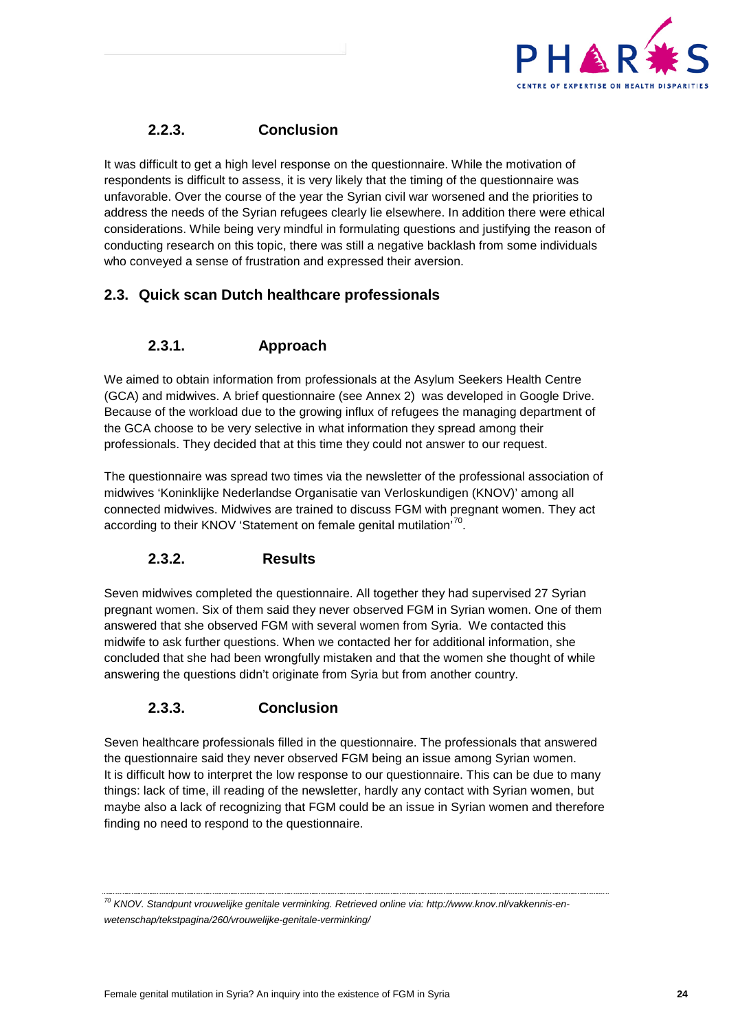### 2.2.3. Conclusion

It was difficult to get a high level response on the questionnaire. While the motivation of respondents is difficult to assess, it is very likely that the timing of the questionnaire was unfavorable. Over the course of the year the Syrian civil war worsened and the priorities to address the needs of the Syrian refugees clearly lie elsewhere. In addition there were ethical considerations. While being very mindful in formulating questions and justifying the reason of conducting research on this topic, there was still a negative backlash from some individuals who conveyed a sense of frustration and expressed their aversion.

## 2.3. Quick scan Dutch healthcare professionals

### 2.3.1. Approach

We aimed to obtain information from professionals at the Asylum Seekers Health Centre (GCA) and midwives. A brief questionnaire (see Annex 2) was developed in Google Drive. Because of the workload due to the growing influx of refugees the managing department of the GCA choose to be very selective in what information they spread among their professionals. They decided that at this time they could not answer to our request.

The questionnaire was spread two times via the newsletter of the professional association of midwives 'Koninklijke Nederlandse Organisatie van Verloskundigen (KNOV)' among all connected midwives. Midwives are trained to discuss FGM with pregnant women. They act according to their KNOV 'Statement on female genital mutilation'[70].

### 2.3.2. Results

Seven midwives completed the questionnaire. All together they had supervised 27 Syrian pregnant women. Six of them said they never observed FGM in Syrian women. One of them answered that she observed FGM with several women from Syria. We contacted this midwife to ask further questions. When we contacted her for additional information, she concluded that she had been wrongfully mistaken and that the women she thought of while answering the questions didn't originate from Syria but from another country.

### 2.3.3. Conclusion

Seven healthcare professionals filled in the questionnaire. The professionals that answered the questionnaire said they never observed FGM being an issue among Syrian women. It is difficult how to interpret the low response to our questionnaire. This can be due to many things: lack of time, ill reading of the newsletter, hardly any contact with Syrian women, but maybe also a lack of recognizing that FGM could be an issue in Syrian women and therefore finding no need to respond to the questionnaire.

---

[70] *KNOV. Standpunt vrouwelijke genitale verminking. Retrieved online via: http://www.knov.nl/vakkennis-en-wetenschap/tekstpagina/260/vrouwelijke-genitale-verminking/*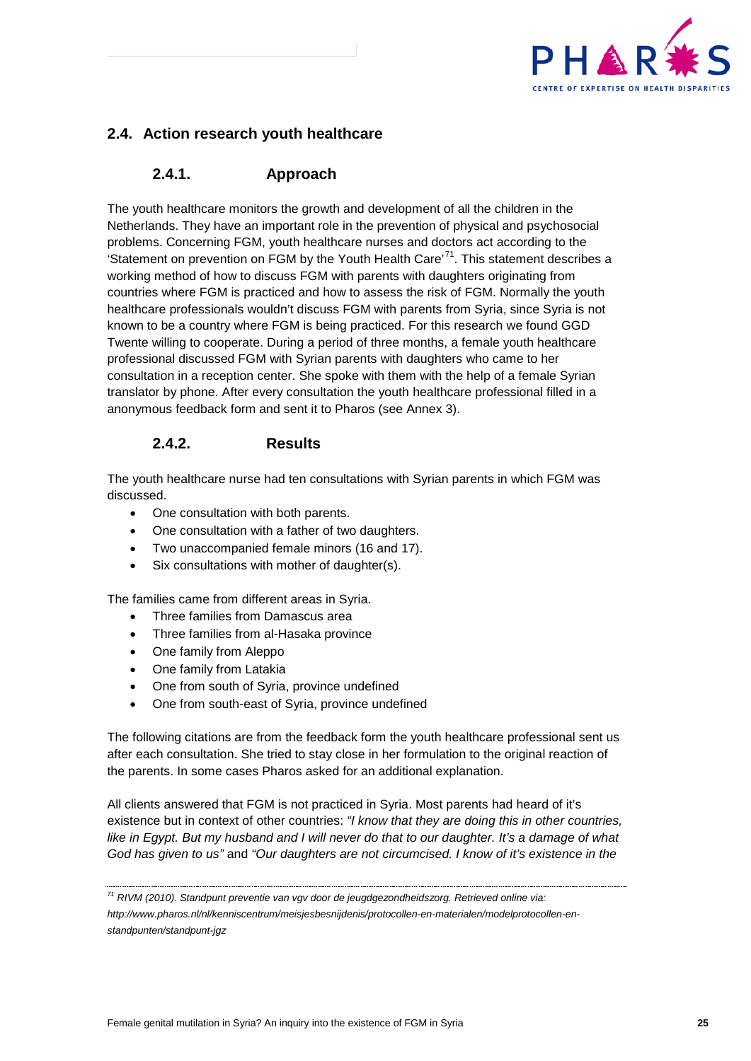## 2.4. Action research youth healthcare

### 2.4.1. Approach

The youth healthcare monitors the growth and development of all the children in the Netherlands. They have an important role in the prevention of physical and psychosocial problems. Concerning FGM, youth healthcare nurses and doctors act according to the 'Statement on prevention on FGM by the Youth Health Care'[71]. This statement describes a working method of how to discuss FGM with parents with daughters originating from countries where FGM is practiced and how to assess the risk of FGM. Normally the youth healthcare professionals wouldn't discuss FGM with parents from Syria, since Syria is not known to be a country where FGM is being practiced. For this research we found GGD Twente willing to cooperate. During a period of three months, a female youth healthcare professional discussed FGM with Syrian parents with daughters who came to her consultation in a reception center. She spoke with them with the help of a female Syrian translator by phone. After every consultation the youth healthcare professional filled in a anonymous feedback form and sent it to Pharos (see Annex 3).

### 2.4.2. Results

The youth healthcare nurse had ten consultations with Syrian parents in which FGM was discussed.

- One consultation with both parents.
- One consultation with a father of two daughters.
- Two unaccompanied female minors (16 and 17).
- Six consultations with mother of daughter(s).

The families came from different areas in Syria.

- Three families from Damascus area
- Three families from al-Hasaka province
- One family from Aleppo
- One family from Latakia
- One from south of Syria, province undefined
- One from south-east of Syria, province undefined

The following citations are from the feedback form the youth healthcare professional sent us after each consultation. She tried to stay close in her formulation to the original reaction of the parents. In some cases Pharos asked for an additional explanation.

All clients answered that FGM is not practiced in Syria. Most parents had heard of it's existence but in context of other countries: *"I know that they are doing this in other countries, like in Egypt. But my husband and I will never do that to our daughter. It's a damage of what God has given to us"* and *"Our daughters are not circumcised. I know of it's existence in the*

---

[71] *RIVM (2010). Standpunt preventie van vgv door de jeugdgezondheidszorg. Retrieved online via: http://www.pharos.nl/nl/kenniscentrum/meisjesbesnijdenis/protocollen-en-materialen/modelprotocollen-en-standpunten/standpunt-jgz*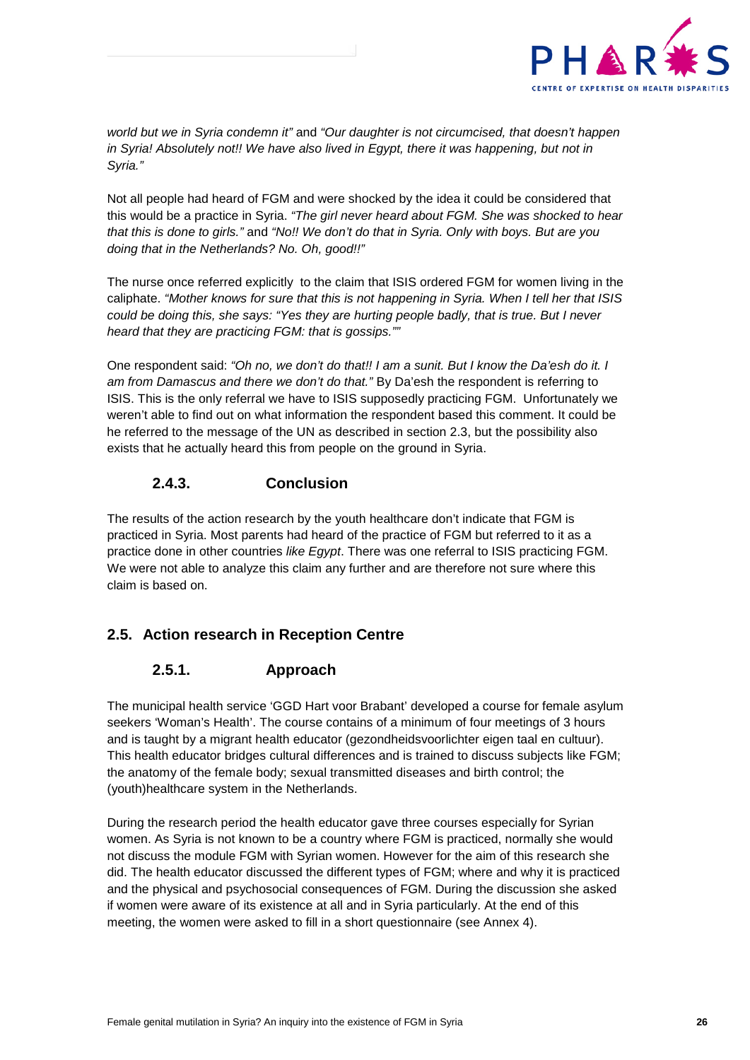*world but we in Syria condemn it"* and *"Our daughter is not circumcised, that doesn't happen in Syria! Absolutely not!! We have also lived in Egypt, there it was happening, but not in Syria."*

Not all people had heard of FGM and were shocked by the idea it could be considered that this would be a practice in Syria. *"The girl never heard about FGM. She was shocked to hear that this is done to girls."* and *"No!! We don't do that in Syria. Only with boys. But are you doing that in the Netherlands? No. Oh, good!!"*

The nurse once referred explicitly to the claim that ISIS ordered FGM for women living in the caliphate. *"Mother knows for sure that this is not happening in Syria. When I tell her that ISIS could be doing this, she says: "Yes they are hurting people badly, that is true. But I never heard that they are practicing FGM: that is gossips.""*

One respondent said: *"Oh no, we don't do that!! I am a sunit. But I know the Da'esh do it. I am from Damascus and there we don't do that."* By Da'esh the respondent is referring to ISIS. This is the only referral we have to ISIS supposedly practicing FGM. Unfortunately we weren't able to find out on what information the respondent based this comment. It could be he referred to the message of the UN as described in section 2.3, but the possibility also exists that he actually heard this from people on the ground in Syria.

### 2.4.3. Conclusion

The results of the action research by the youth healthcare don't indicate that FGM is practiced in Syria. Most parents had heard of the practice of FGM but referred to it as a practice done in other countries *like Egypt*. There was one referral to ISIS practicing FGM. We were not able to analyze this claim any further and are therefore not sure where this claim is based on.

## 2.5. Action research in Reception Centre

### 2.5.1. Approach

The municipal health service 'GGD Hart voor Brabant' developed a course for female asylum seekers 'Woman's Health'. The course contains of a minimum of four meetings of 3 hours and is taught by a migrant health educator (gezondheidsvoorlichter eigen taal en cultuur). This health educator bridges cultural differences and is trained to discuss subjects like FGM; the anatomy of the female body; sexual transmitted diseases and birth control; the (youth)healthcare system in the Netherlands.

During the research period the health educator gave three courses especially for Syrian women. As Syria is not known to be a country where FGM is practiced, normally she would not discuss the module FGM with Syrian women. However for the aim of this research she did. The health educator discussed the different types of FGM; where and why it is practiced and the physical and psychosocial consequences of FGM. During the discussion she asked if women were aware of its existence at all and in Syria particularly. At the end of this meeting, the women were asked to fill in a short questionnaire (see Annex 4).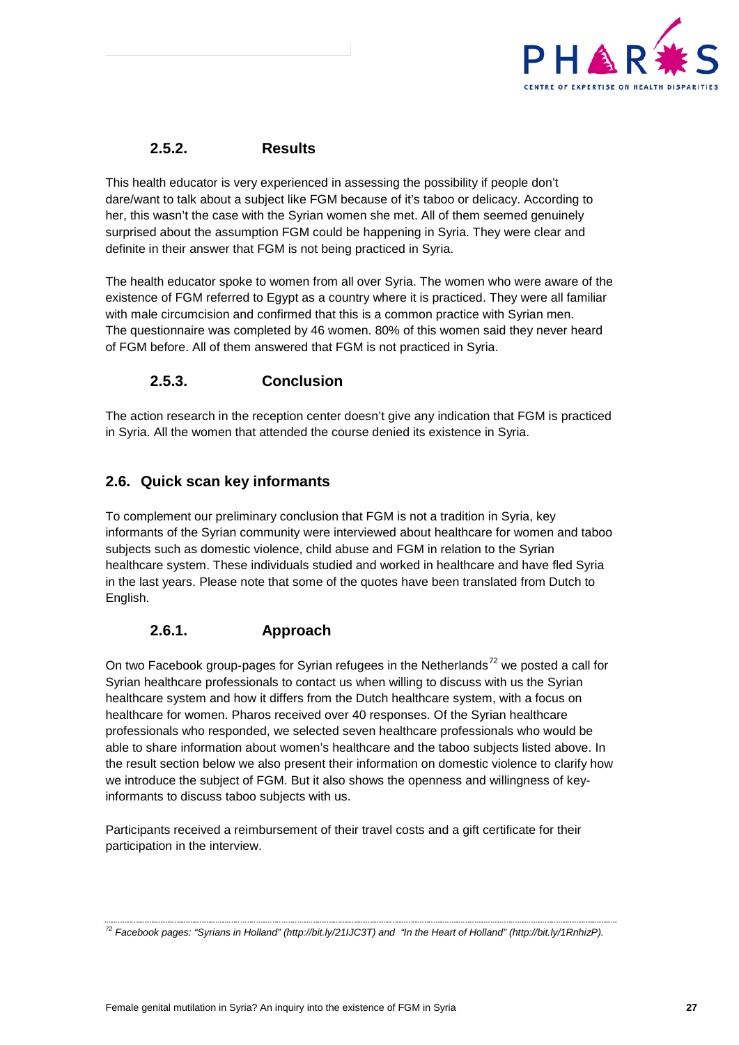### 2.5.2. Results

This health educator is very experienced in assessing the possibility if people don't dare/want to talk about a subject like FGM because of it's taboo or delicacy. According to her, this wasn't the case with the Syrian women she met. All of them seemed genuinely surprised about the assumption FGM could be happening in Syria. They were clear and definite in their answer that FGM is not being practiced in Syria.

The health educator spoke to women from all over Syria. The women who were aware of the existence of FGM referred to Egypt as a country where it is practiced. They were all familiar with male circumcision and confirmed that this is a common practice with Syrian men. The questionnaire was completed by 46 women. 80% of this women said they never heard of FGM before. All of them answered that FGM is not practiced in Syria.

### 2.5.3. Conclusion

The action research in the reception center doesn't give any indication that FGM is practiced in Syria. All the women that attended the course denied its existence in Syria.

## 2.6. Quick scan key informants

To complement our preliminary conclusion that FGM is not a tradition in Syria, key informants of the Syrian community were interviewed about healthcare for women and taboo subjects such as domestic violence, child abuse and FGM in relation to the Syrian healthcare system. These individuals studied and worked in healthcare and have fled Syria in the last years. Please note that some of the quotes have been translated from Dutch to English.

### 2.6.1. Approach

On two Facebook group-pages for Syrian refugees in the Netherlands[72] we posted a call for Syrian healthcare professionals to contact us when willing to discuss with us the Syrian healthcare system and how it differs from the Dutch healthcare system, with a focus on healthcare for women. Pharos received over 40 responses. Of the Syrian healthcare professionals who responded, we selected seven healthcare professionals who would be able to share information about women's healthcare and the taboo subjects listed above. In the result section below we also present their information on domestic violence to clarify how we introduce the subject of FGM. But it also shows the openness and willingness of key-informants to discuss taboo subjects with us.

Participants received a reimbursement of their travel costs and a gift certificate for their participation in the interview.

---

[72] *Facebook pages: "Syrians in Holland" (http://bit.ly/21IJC3T) and "In the Heart of Holland" (http://bit.ly/1RnhizP).*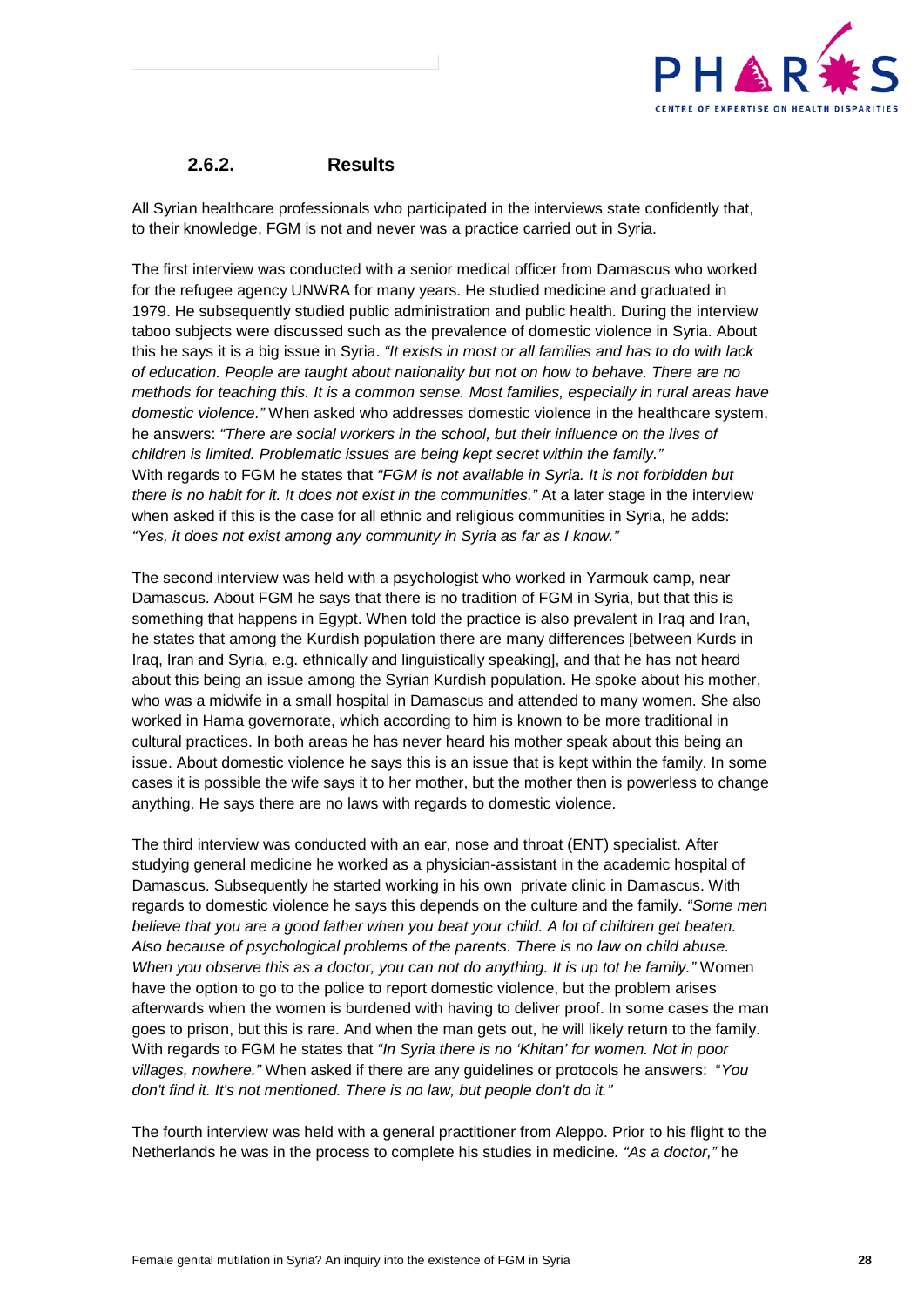### 2.6.2. Results

All Syrian healthcare professionals who participated in the interviews state confidently that, to their knowledge, FGM is not and never was a practice carried out in Syria.

The first interview was conducted with a senior medical officer from Damascus who worked for the refugee agency UNWRA for many years. He studied medicine and graduated in 1979. He subsequently studied public administration and public health. During the interview taboo subjects were discussed such as the prevalence of domestic violence in Syria. About this he says it is a big issue in Syria. *"It exists in most or all families and has to do with lack of education. People are taught about nationality but not on how to behave. There are no methods for teaching this. It is a common sense. Most families, especially in rural areas have domestic violence."* When asked who addresses domestic violence in the healthcare system, he answers: *"There are social workers in the school, but their influence on the lives of children is limited. Problematic issues are being kept secret within the family."* With regards to FGM he states that *"FGM is not available in Syria. It is not forbidden but there is no habit for it. It does not exist in the communities."* At a later stage in the interview when asked if this is the case for all ethnic and religious communities in Syria, he adds: *"Yes, it does not exist among any community in Syria as far as I know."*

The second interview was held with a psychologist who worked in Yarmouk camp, near Damascus. About FGM he says that there is no tradition of FGM in Syria, but that this is something that happens in Egypt. When told the practice is also prevalent in Iraq and Iran, he states that among the Kurdish population there are many differences [between Kurds in Iraq, Iran and Syria, e.g. ethnically and linguistically speaking], and that he has not heard about this being an issue among the Syrian Kurdish population. He spoke about his mother, who was a midwife in a small hospital in Damascus and attended to many women. She also worked in Hama governorate, which according to him is known to be more traditional in cultural practices. In both areas he has never heard his mother speak about this being an issue. About domestic violence he says this is an issue that is kept within the family. In some cases it is possible the wife says it to her mother, but the mother then is powerless to change anything. He says there are no laws with regards to domestic violence.

The third interview was conducted with an ear, nose and throat (ENT) specialist. After studying general medicine he worked as a physician-assistant in the academic hospital of Damascus. Subsequently he started working in his own private clinic in Damascus. With regards to domestic violence he says this depends on the culture and the family. *"Some men believe that you are a good father when you beat your child. A lot of children get beaten. Also because of psychological problems of the parents. There is no law on child abuse. When you observe this as a doctor, you can not do anything. It is up tot he family."* Women have the option to go to the police to report domestic violence, but the problem arises afterwards when the women is burdened with having to deliver proof. In some cases the man goes to prison, but this is rare. And when the man gets out, he will likely return to the family. With regards to FGM he states that *"In Syria there is no 'Khitan' for women. Not in poor villages, nowhere."* When asked if there are any guidelines or protocols he answers: "*You don't find it. It's not mentioned. There is no law, but people don't do it."*

The fourth interview was held with a general practitioner from Aleppo. Prior to his flight to the Netherlands he was in the process to complete his studies in medicine*. "As a doctor,"* he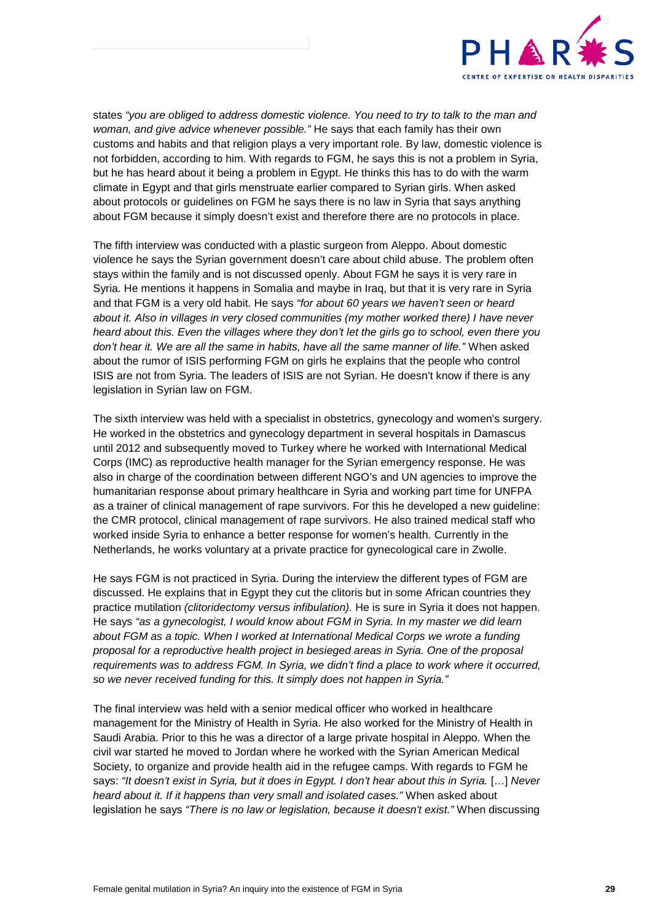states *"you are obliged to address domestic violence. You need to try to talk to the man and woman, and give advice whenever possible."* He says that each family has their own customs and habits and that religion plays a very important role. By law, domestic violence is not forbidden, according to him. With regards to FGM, he says this is not a problem in Syria, but he has heard about it being a problem in Egypt. He thinks this has to do with the warm climate in Egypt and that girls menstruate earlier compared to Syrian girls. When asked about protocols or guidelines on FGM he says there is no law in Syria that says anything about FGM because it simply doesn't exist and therefore there are no protocols in place.

The fifth interview was conducted with a plastic surgeon from Aleppo. About domestic violence he says the Syrian government doesn't care about child abuse. The problem often stays within the family and is not discussed openly. About FGM he says it is very rare in Syria. He mentions it happens in Somalia and maybe in Iraq, but that it is very rare in Syria and that FGM is a very old habit. He says *"for about 60 years we haven't seen or heard about it. Also in villages in very closed communities (my mother worked there) I have never heard about this. Even the villages where they don't let the girls go to school, even there you don't hear it. We are all the same in habits, have all the same manner of life."* When asked about the rumor of ISIS performing FGM on girls he explains that the people who control ISIS are not from Syria. The leaders of ISIS are not Syrian. He doesn't know if there is any legislation in Syrian law on FGM.

The sixth interview was held with a specialist in obstetrics, gynecology and women's surgery. He worked in the obstetrics and gynecology department in several hospitals in Damascus until 2012 and subsequently moved to Turkey where he worked with International Medical Corps (IMC) as reproductive health manager for the Syrian emergency response. He was also in charge of the coordination between different NGO's and UN agencies to improve the humanitarian response about primary healthcare in Syria and working part time for UNFPA as a trainer of clinical management of rape survivors. For this he developed a new guideline: the CMR protocol, clinical management of rape survivors. He also trained medical staff who worked inside Syria to enhance a better response for women's health. Currently in the Netherlands, he works voluntary at a private practice for gynecological care in Zwolle.

He says FGM is not practiced in Syria. During the interview the different types of FGM are discussed. He explains that in Egypt they cut the clitoris but in some African countries they practice mutilation *(clitoridectomy versus infibulation).* He is sure in Syria it does not happen. He says *"as a gynecologist, I would know about FGM in Syria. In my master we did learn about FGM as a topic. When I worked at International Medical Corps we wrote a funding proposal for a reproductive health project in besieged areas in Syria. One of the proposal requirements was to address FGM. In Syria, we didn't find a place to work where it occurred, so we never received funding for this. It simply does not happen in Syria."*

The final interview was held with a senior medical officer who worked in healthcare management for the Ministry of Health in Syria. He also worked for the Ministry of Health in Saudi Arabia. Prior to this he was a director of a large private hospital in Aleppo. When the civil war started he moved to Jordan where he worked with the Syrian American Medical Society, to organize and provide health aid in the refugee camps. With regards to FGM he says: *"It doesn't exist in Syria, but it does in Egypt. I don't hear about this in Syria.* […] *Never heard about it. If it happens than very small and isolated cases."* When asked about legislation he says *"There is no law or legislation, because it doesn't exist."* When discussing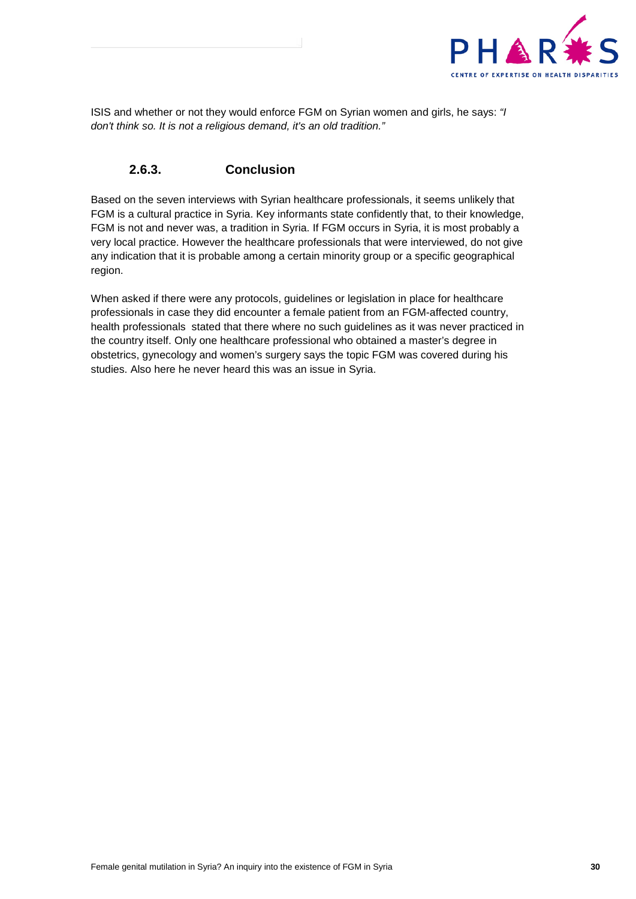ISIS and whether or not they would enforce FGM on Syrian women and girls, he says: *"I don't think so. It is not a religious demand, it's an old tradition."*

### 2.6.3. Conclusion

Based on the seven interviews with Syrian healthcare professionals, it seems unlikely that FGM is a cultural practice in Syria. Key informants state confidently that, to their knowledge, FGM is not and never was, a tradition in Syria. If FGM occurs in Syria, it is most probably a very local practice. However the healthcare professionals that were interviewed, do not give any indication that it is probable among a certain minority group or a specific geographical region.

When asked if there were any protocols, guidelines or legislation in place for healthcare professionals in case they did encounter a female patient from an FGM-affected country, health professionals stated that there where no such guidelines as it was never practiced in the country itself. Only one healthcare professional who obtained a master's degree in obstetrics, gynecology and women's surgery says the topic FGM was covered during his studies. Also here he never heard this was an issue in Syria.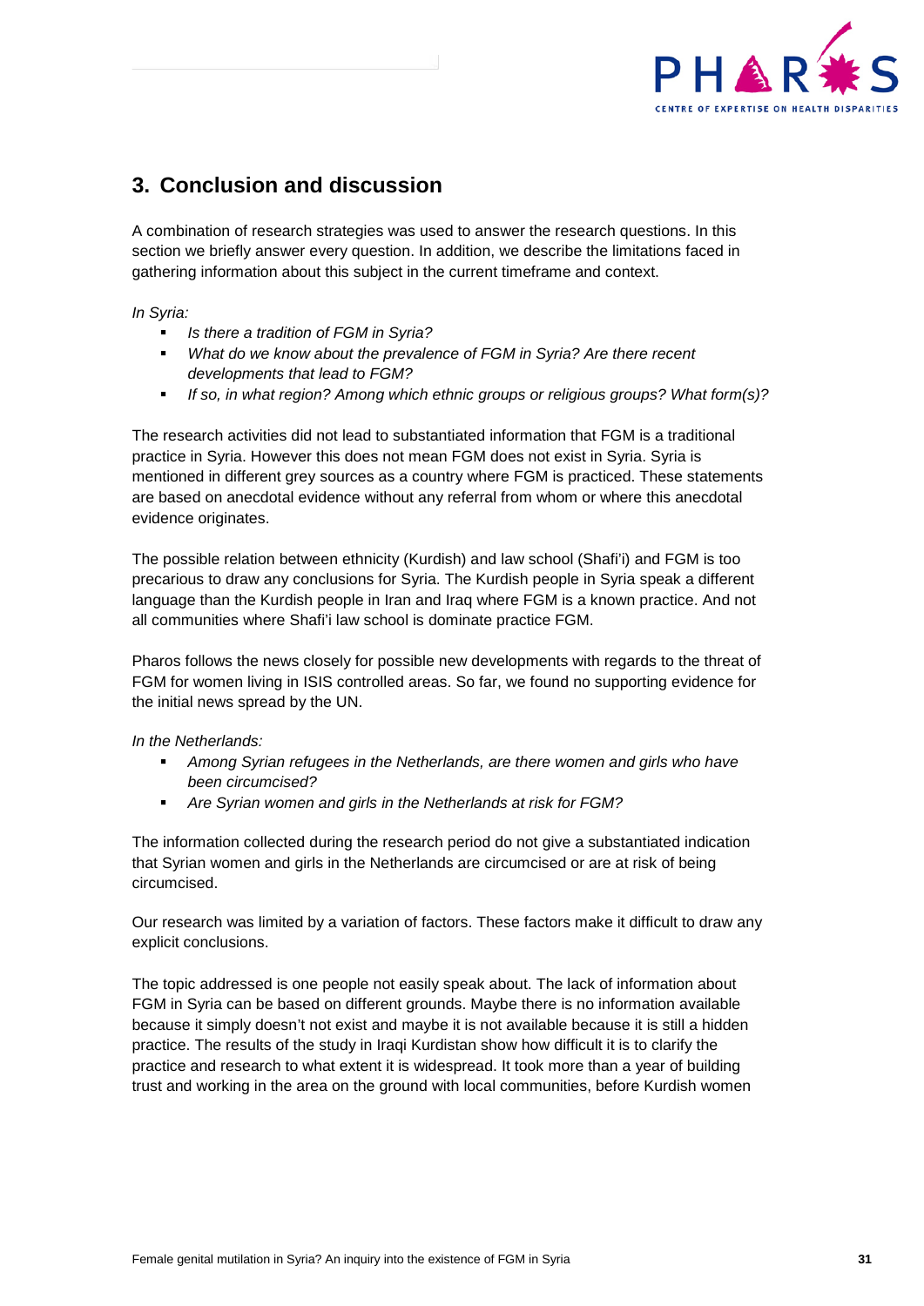## 3. Conclusion and discussion

A combination of research strategies was used to answer the research questions. In this section we briefly answer every question. In addition, we describe the limitations faced in gathering information about this subject in the current timeframe and context.

*In Syria:*

- *Is there a tradition of FGM in Syria?*
- *What do we know about the prevalence of FGM in Syria? Are there recent developments that lead to FGM?*
- *If so, in what region? Among which ethnic groups or religious groups? What form(s)?*

The research activities did not lead to substantiated information that FGM is a traditional practice in Syria. However this does not mean FGM does not exist in Syria. Syria is mentioned in different grey sources as a country where FGM is practiced. These statements are based on anecdotal evidence without any referral from whom or where this anecdotal evidence originates.

The possible relation between ethnicity (Kurdish) and law school (Shafi'i) and FGM is too precarious to draw any conclusions for Syria. The Kurdish people in Syria speak a different language than the Kurdish people in Iran and Iraq where FGM is a known practice. And not all communities where Shafi'i law school is dominate practice FGM.

Pharos follows the news closely for possible new developments with regards to the threat of FGM for women living in ISIS controlled areas. So far, we found no supporting evidence for the initial news spread by the UN.

*In the Netherlands:*

- *Among Syrian refugees in the Netherlands, are there women and girls who have been circumcised?*
- *Are Syrian women and girls in the Netherlands at risk for FGM?*

The information collected during the research period do not give a substantiated indication that Syrian women and girls in the Netherlands are circumcised or are at risk of being circumcised.

Our research was limited by a variation of factors. These factors make it difficult to draw any explicit conclusions.

The topic addressed is one people not easily speak about. The lack of information about FGM in Syria can be based on different grounds. Maybe there is no information available because it simply doesn't not exist and maybe it is not available because it is still a hidden practice. The results of the study in Iraqi Kurdistan show how difficult it is to clarify the practice and research to what extent it is widespread. It took more than a year of building trust and working in the area on the ground with local communities, before Kurdish women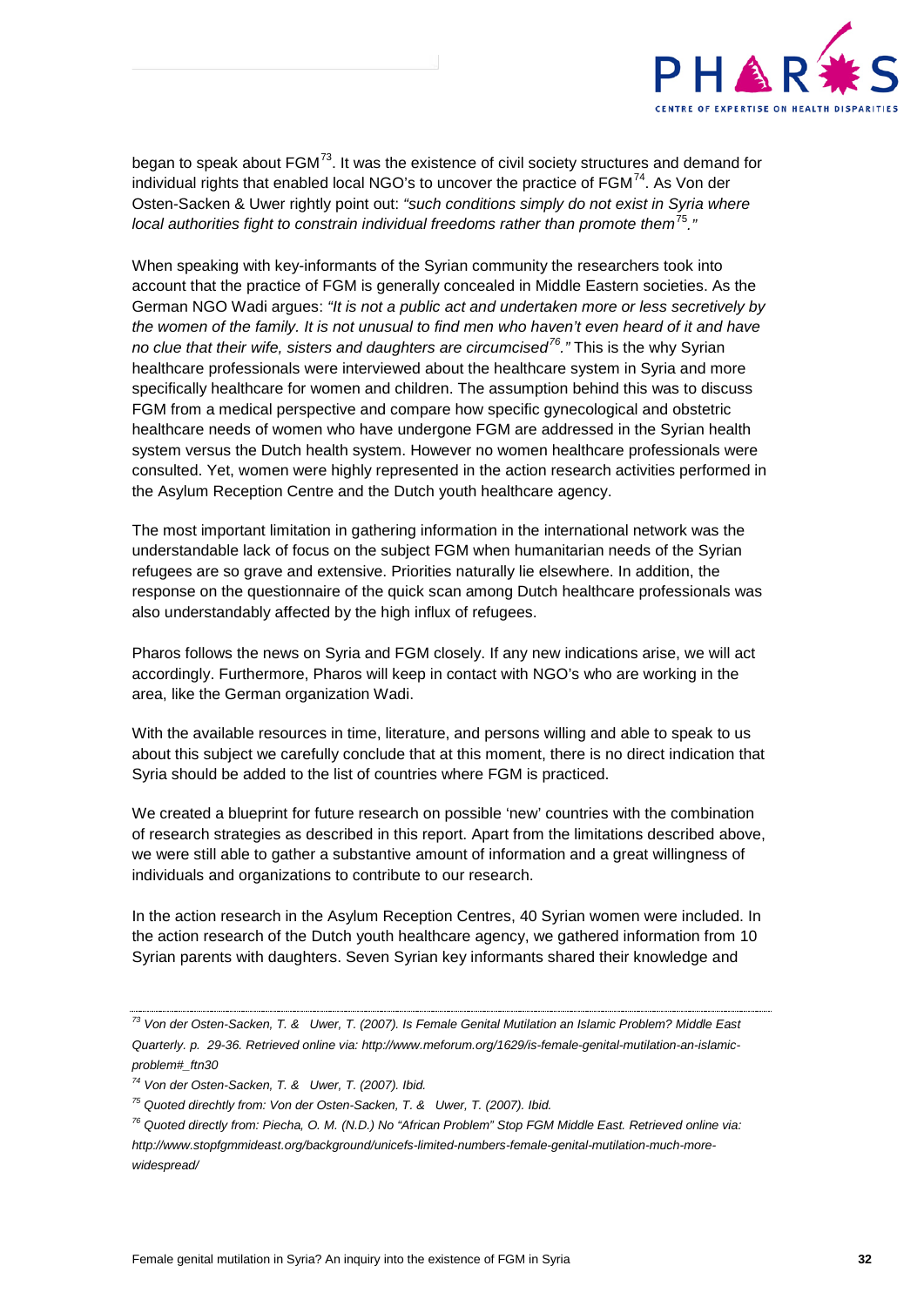began to speak about FGM[73]. It was the existence of civil society structures and demand for individual rights that enabled local NGO's to uncover the practice of FGM[74]. As Von der Osten-Sacken & Uwer rightly point out: *"such conditions simply do not exist in Syria where local authorities fight to constrain individual freedoms rather than promote them[75]."*

When speaking with key-informants of the Syrian community the researchers took into account that the practice of FGM is generally concealed in Middle Eastern societies. As the German NGO Wadi argues: *"It is not a public act and undertaken more or less secretively by the women of the family. It is not unusual to find men who haven't even heard of it and have no clue that their wife, sisters and daughters are circumcised[76]."* This is the why Syrian healthcare professionals were interviewed about the healthcare system in Syria and more specifically healthcare for women and children. The assumption behind this was to discuss FGM from a medical perspective and compare how specific gynecological and obstetric healthcare needs of women who have undergone FGM are addressed in the Syrian health system versus the Dutch health system. However no women healthcare professionals were consulted. Yet, women were highly represented in the action research activities performed in the Asylum Reception Centre and the Dutch youth healthcare agency.

The most important limitation in gathering information in the international network was the understandable lack of focus on the subject FGM when humanitarian needs of the Syrian refugees are so grave and extensive. Priorities naturally lie elsewhere. In addition, the response on the questionnaire of the quick scan among Dutch healthcare professionals was also understandably affected by the high influx of refugees.

Pharos follows the news on Syria and FGM closely. If any new indications arise, we will act accordingly. Furthermore, Pharos will keep in contact with NGO's who are working in the area, like the German organization Wadi.

With the available resources in time, literature, and persons willing and able to speak to us about this subject we carefully conclude that at this moment, there is no direct indication that Syria should be added to the list of countries where FGM is practiced.

We created a blueprint for future research on possible 'new' countries with the combination of research strategies as described in this report. Apart from the limitations described above, we were still able to gather a substantive amount of information and a great willingness of individuals and organizations to contribute to our research.

In the action research in the Asylum Reception Centres, 40 Syrian women were included. In the action research of the Dutch youth healthcare agency, we gathered information from 10 Syrian parents with daughters. Seven Syrian key informants shared their knowledge and

---

*[73] Von der Osten-Sacken, T. & Uwer, T. (2007). Is Female Genital Mutilation an Islamic Problem? Middle East Quarterly. p. 29-36. Retrieved online via: http://www.meforum.org/1629/is-female-genital-mutilation-an-islamic-problem#_ftn30*

*[74] Von der Osten-Sacken, T. & Uwer, T. (2007). Ibid.*

*[75] Quoted direchtly from: Von der Osten-Sacken, T. & Uwer, T. (2007). Ibid.*

*[76] Quoted directly from: Piecha, O. M. (N.D.) No "African Problem" Stop FGM Middle East. Retrieved online via: http://www.stopfgmmideast.org/background/unicefs-limited-numbers-female-genital-mutilation-much-more-widespread/*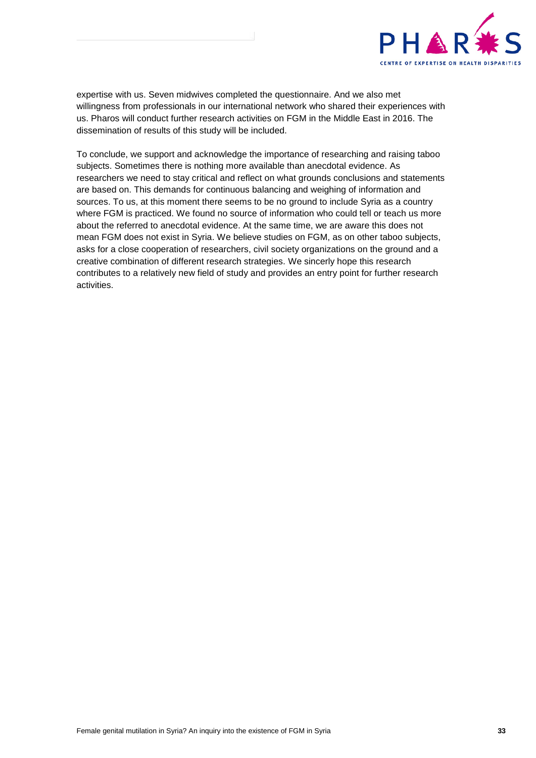expertise with us. Seven midwives completed the questionnaire. And we also met willingness from professionals in our international network who shared their experiences with us. Pharos will conduct further research activities on FGM in the Middle East in 2016. The dissemination of results of this study will be included.

To conclude, we support and acknowledge the importance of researching and raising taboo subjects. Sometimes there is nothing more available than anecdotal evidence. As researchers we need to stay critical and reflect on what grounds conclusions and statements are based on. This demands for continuous balancing and weighing of information and sources. To us, at this moment there seems to be no ground to include Syria as a country where FGM is practiced. We found no source of information who could tell or teach us more about the referred to anecdotal evidence. At the same time, we are aware this does not mean FGM does not exist in Syria. We believe studies on FGM, as on other taboo subjects, asks for a close cooperation of researchers, civil society organizations on the ground and a creative combination of different research strategies. We sincerely hope this research contributes to a relatively new field of study and provides an entry point for further research activities.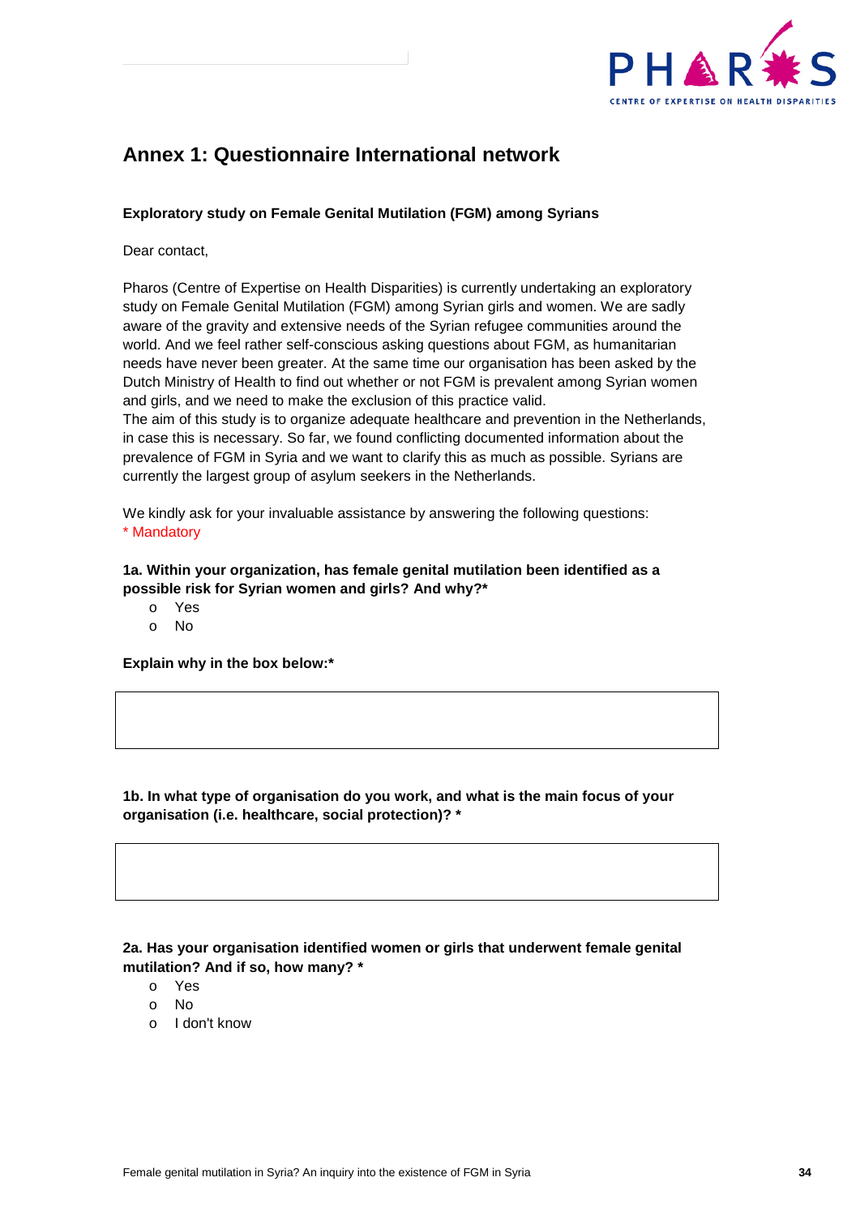## Annex 1: Questionnaire International network

**Exploratory study on Female Genital Mutilation (FGM) among Syrians**

Dear contact,

Pharos (Centre of Expertise on Health Disparities) is currently undertaking an exploratory study on Female Genital Mutilation (FGM) among Syrian girls and women. We are sadly aware of the gravity and extensive needs of the Syrian refugee communities around the world. And we feel rather self-conscious asking questions about FGM, as humanitarian needs have never been greater. At the same time our organisation has been asked by the Dutch Ministry of Health to find out whether or not FGM is prevalent among Syrian women and girls, and we need to make the exclusion of this practice valid.
The aim of this study is to organize adequate healthcare and prevention in the Netherlands, in case this is necessary. So far, we found conflicting documented information about the prevalence of FGM in Syria and we want to clarify this as much as possible. Syrians are currently the largest group of asylum seekers in the Netherlands.

We kindly ask for your invaluable assistance by answering the following questions:
* Mandatory

**1a. Within your organization, has female genital mutilation been identified as a possible risk for Syrian women and girls? And why?***

- Yes
- No

**Explain why in the box below:***

| |
|---|
| |

**1b. In what type of organisation do you work, and what is the main focus of your organisation (i.e. healthcare, social protection)? ***

| |
|---|
| |

**2a. Has your organisation identified women or girls that underwent female genital mutilation? And if so, how many? ***

- Yes
- No
- I don't know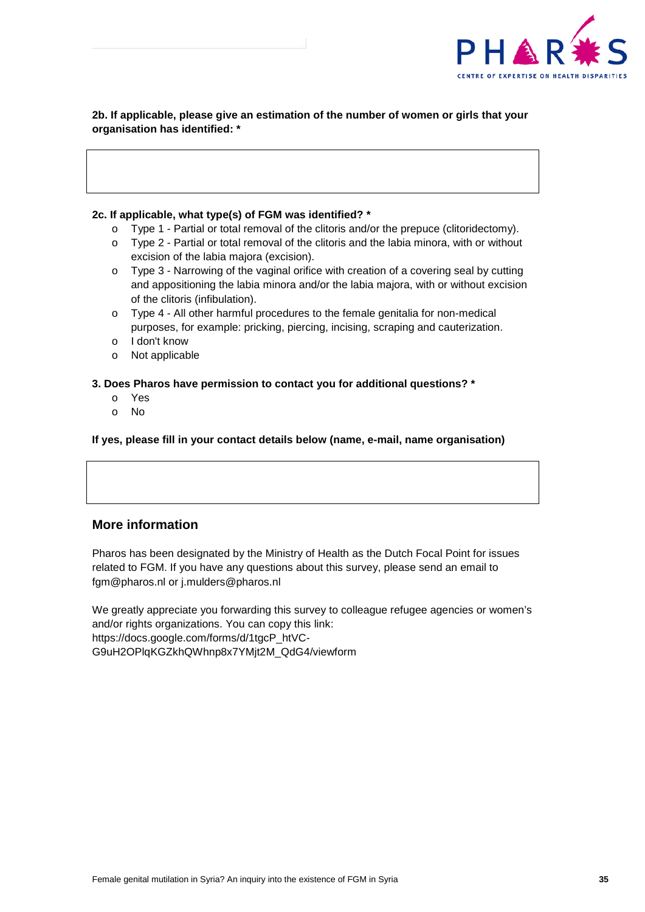**2b. If applicable, please give an estimation of the number of women or girls that your organisation has identified: ***

**2c. If applicable, what type(s) of FGM was identified? ***

- Type 1 - Partial or total removal of the clitoris and/or the prepuce (clitoridectomy).
- Type 2 - Partial or total removal of the clitoris and the labia minora, with or without excision of the labia majora (excision).
- Type 3 - Narrowing of the vaginal orifice with creation of a covering seal by cutting and appositioning the labia minora and/or the labia majora, with or without excision of the clitoris (infibulation).
- Type 4 - All other harmful procedures to the female genitalia for non-medical purposes, for example: pricking, piercing, incising, scraping and cauterization.
- I don't know
- Not applicable

**3. Does Pharos have permission to contact you for additional questions? ***

- Yes
- No

**If yes, please fill in your contact details below (name, e-mail, name organisation)**

## More information

Pharos has been designated by the Ministry of Health as the Dutch Focal Point for issues related to FGM. If you have any questions about this survey, please send an email to fgm@pharos.nl or j.mulders@pharos.nl

We greatly appreciate you forwarding this survey to colleague refugee agencies or women's and/or rights organizations. You can copy this link: https://docs.google.com/forms/d/1tgcP_htVC-G9uH2OPlqKGZkhQWhnp8x7YMjt2M_QdG4/viewform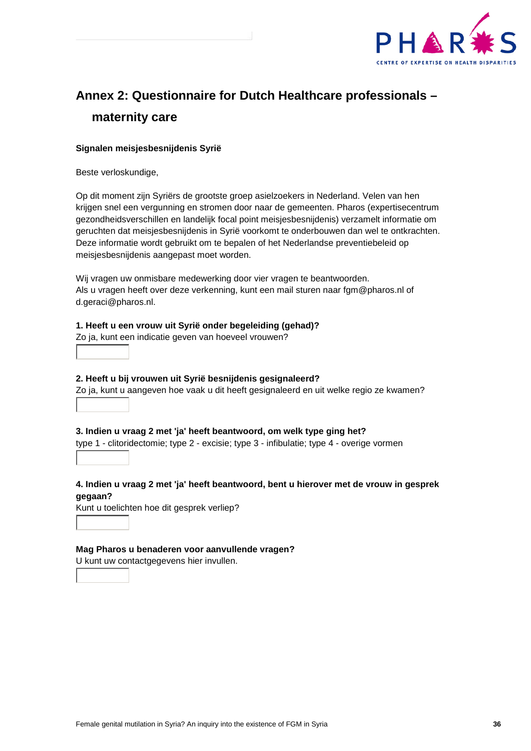## Annex 2: Questionnaire for Dutch Healthcare professionals – maternity care

**Signalen meisjesbesnijdenis Syrië**

Beste verloskundige,

Op dit moment zijn Syriërs de grootste groep asielzoekers in Nederland. Velen van hen krijgen snel een vergunning en stromen door naar de gemeenten. Pharos (expertisecentrum gezondheidsverschillen en landelijk focal point meisjesbesnijdenis) verzamelt informatie om geruchten dat meisjesbesnijdenis in Syrië voorkomt te onderbouwen dan wel te ontkrachten. Deze informatie wordt gebruikt om te bepalen of het Nederlandse preventiebeleid op meisjesbesnijdenis aangepast moet worden.

Wij vragen uw onmisbare medewerking door vier vragen te beantwoorden.
Als u vragen heeft over deze verkenning, kunt een mail sturen naar fgm@pharos.nl of d.geraci@pharos.nl.

**1. Heeft u een vrouw uit Syrië onder begeleiding (gehad)?**
Zo ja, kunt een indicatie geven van hoeveel vrouwen?

**2. Heeft u bij vrouwen uit Syrië besnijdenis gesignaleerd?**
Zo ja, kunt u aangeven hoe vaak u dit heeft gesignaleerd en uit welke regio ze kwamen?

**3. Indien u vraag 2 met 'ja' heeft beantwoord, om welk type ging het?**
type 1 - clitoridectomie; type 2 - excisie; type 3 - infibulatie; type 4 - overige vormen

**4. Indien u vraag 2 met 'ja' heeft beantwoord, bent u hierover met de vrouw in gesprek gegaan?**
Kunt u toelichten hoe dit gesprek verliep?

**Mag Pharos u benaderen voor aanvullende vragen?**
U kunt uw contactgegevens hier invullen.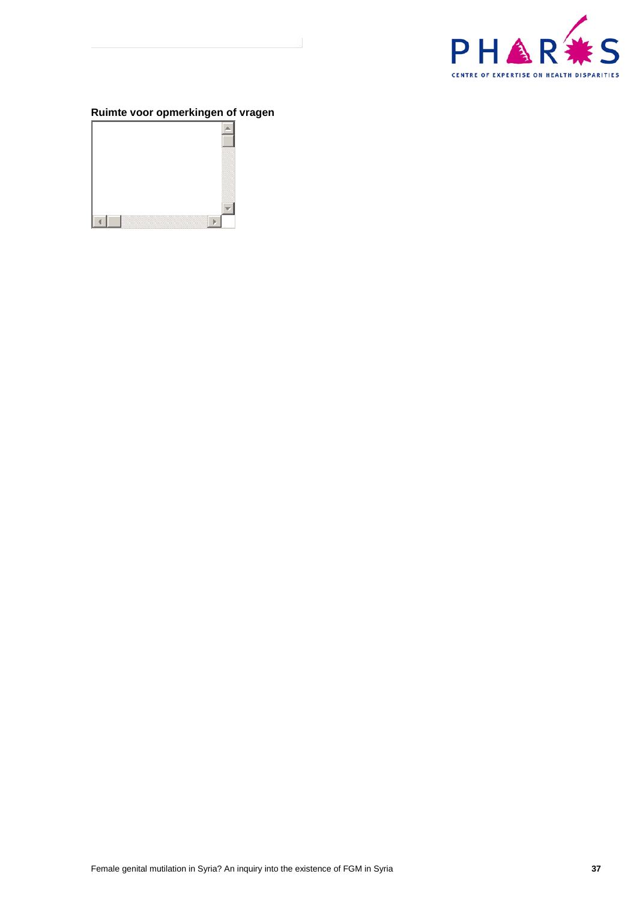**Ruimte voor opmerkingen of vragen**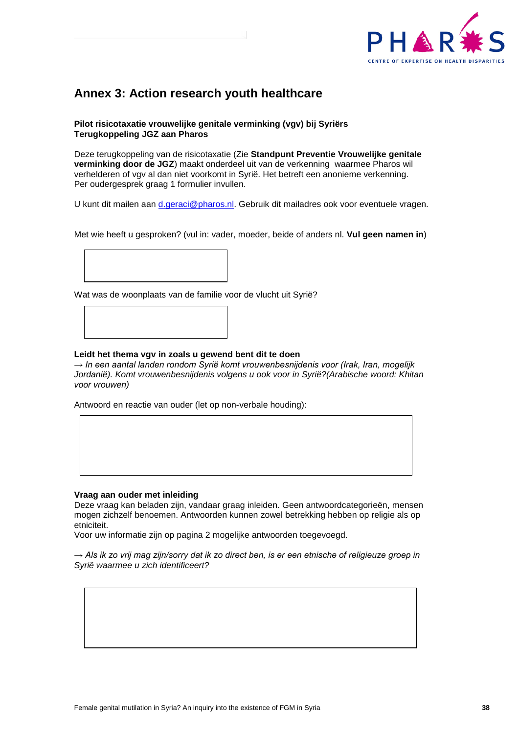## Annex 3: Action research youth healthcare

**Pilot risicotaxatie vrouwelijke genitale verminking (vgv) bij Syriërs**
**Terugkoppeling JGZ aan Pharos**

Deze terugkoppeling van de risicotaxatie (Zie **Standpunt Preventie Vrouwelijke genitale verminking door de JGZ**) maakt onderdeel uit van de verkenning waarmee Pharos wil verhelderen of vgv al dan niet voorkomt in Syrië. Het betreft een anonieme verkenning. Per oudergesprek graag 1 formulier invullen.

U kunt dit mailen aan d.geraci@pharos.nl. Gebruik dit mailadres ook voor eventuele vragen.

Met wie heeft u gesproken? (vul in: vader, moeder, beide of anders nl. **Vul geen namen in**)

Wat was de woonplaats van de familie voor de vlucht uit Syrië?

**Leidt het thema vgv in zoals u gewend bent dit te doen**
*→ In een aantal landen rondom Syrië komt vrouwenbesnijdenis voor (Irak, Iran, mogelijk Jordanië). Komt vrouwenbesnijdenis volgens u ook voor in Syrië?(Arabische woord: Khitan voor vrouwen)*

Antwoord en reactie van ouder (let op non-verbale houding):

**Vraag aan ouder met inleiding**
Deze vraag kan beladen zijn, vandaar graag inleiden. Geen antwoordcategorieën, mensen mogen zichzelf benoemen. Antwoorden kunnen zowel betrekking hebben op religie als op etniciteit.
Voor uw informatie zijn op pagina 2 mogelijke antwoorden toegevoegd.

*→ Als ik zo vrij mag zijn/sorry dat ik zo direct ben, is er een etnische of religieuze groep in Syrië waarmee u zich identificeert?*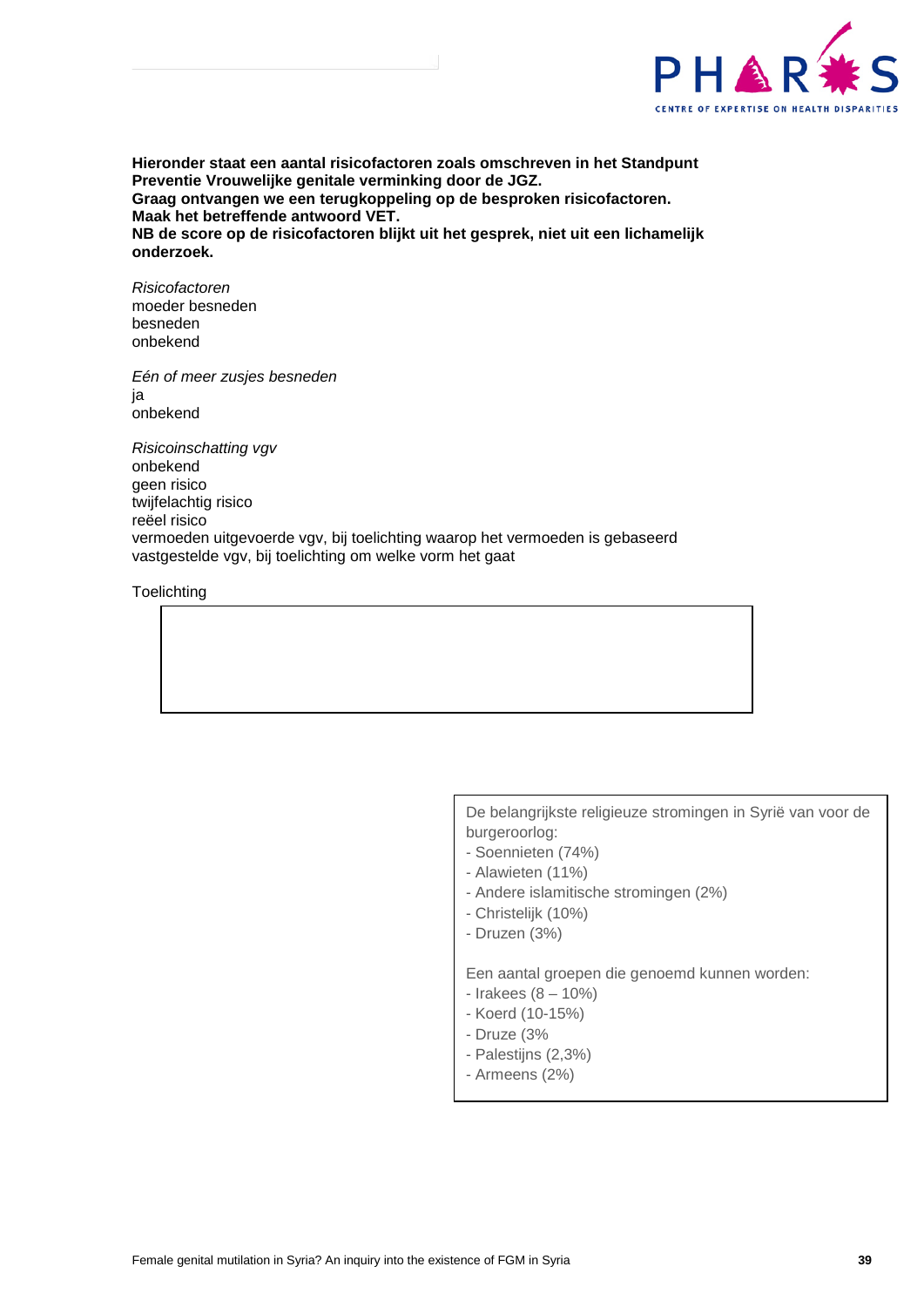**Hieronder staat een aantal risicofactoren zoals omschreven in het Standpunt Preventie Vrouwelijke genitale verminking door de JGZ.**
**Graag ontvangen we een terugkoppeling op de besproken risicofactoren.**
**Maak het betreffende antwoord VET.**
**NB de score op de risicofactoren blijkt uit het gesprek, niet uit een lichamelijk onderzoek.**

*Risicofactoren*
moeder besneden
besneden
onbekend

*Eén of meer zusjes besneden*
ja
onbekend

*Risicoinschatting vgv*
onbekend
geen risico
twijfelachtig risico
reëel risico
vermoeden uitgevoerde vgv, bij toelichting waarop het vermoeden is gebaseerd
vastgestelde vgv, bij toelichting om welke vorm het gaat

Toelichting

| |
|---|
| |

De belangrijkste religieuze stromingen in Syrië van voor de burgeroorlog:
- Soennieten (74%)
- Alawieten (11%)
- Andere islamitische stromingen (2%)
- Christelijk (10%)
- Druzen (3%)

Een aantal groepen die genoemd kunnen worden:
- Irakees (8 – 10%)
- Koerd (10-15%)
- Druze (3%
- Palestijns (2,3%)
- Armeens (2%)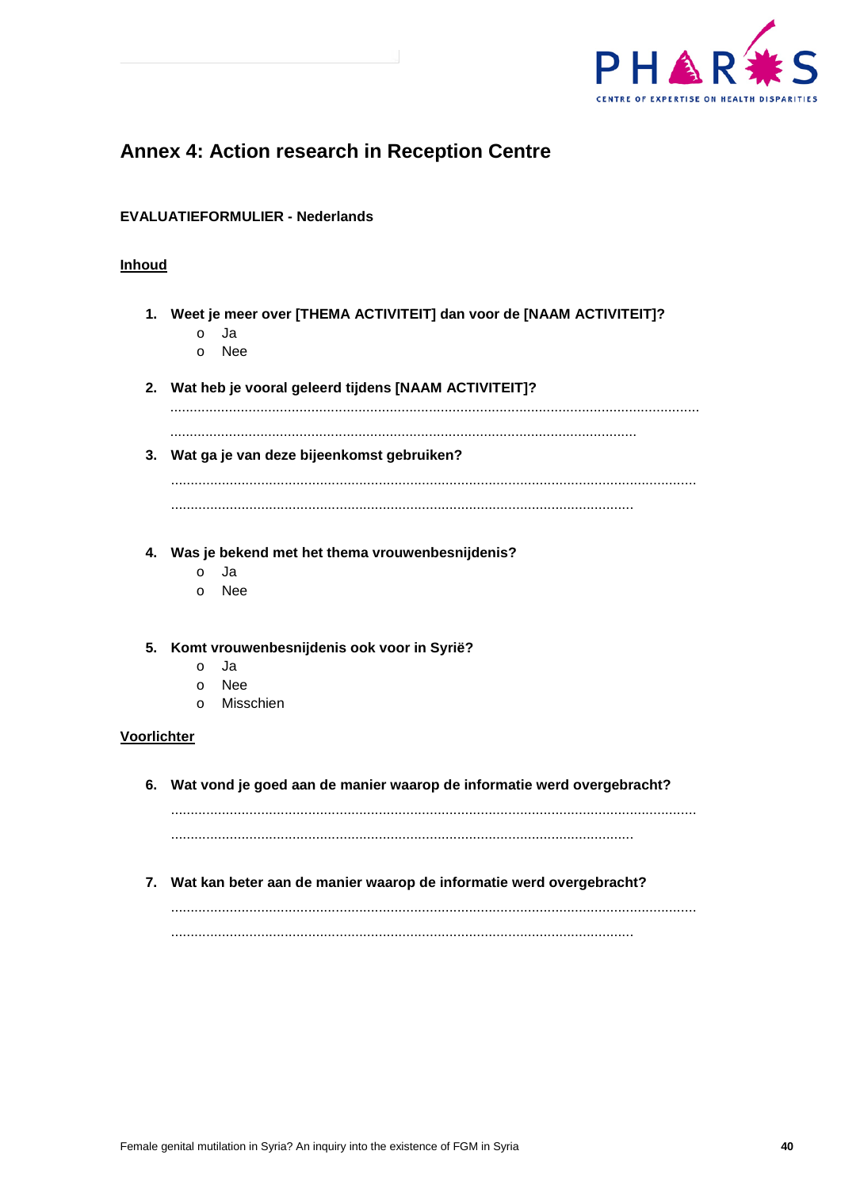# Annex 4: Action research in Reception Centre

**EVALUATIEFORMULIER - Nederlands**

**Inhoud**

1. **Weet je meer over [THEMA ACTIVITEIT] dan voor de [NAAM ACTIVITEIT]?**
   - Ja
   - Nee

2. **Wat heb je vooral geleerd tijdens [NAAM ACTIVITEIT]?**

   ..........................................................................................................................................

   ..........................................................................................................................

3. **Wat ga je van deze bijeenkomst gebruiken?**

   ..........................................................................................................................................

   ..........................................................................................................................

4. **Was je bekend met het thema vrouwenbesnijdenis?**
   - Ja
   - Nee

5. **Komt vrouwenbesnijdenis ook voor in Syrië?**
   - Ja
   - Nee
   - Misschien

**Voorlichter**

6. **Wat vond je goed aan de manier waarop de informatie werd overgebracht?**

   ..........................................................................................................................................

   ..........................................................................................................................

7. **Wat kan beter aan de manier waarop de informatie werd overgebracht?**

   ..........................................................................................................................................

   ..........................................................................................................................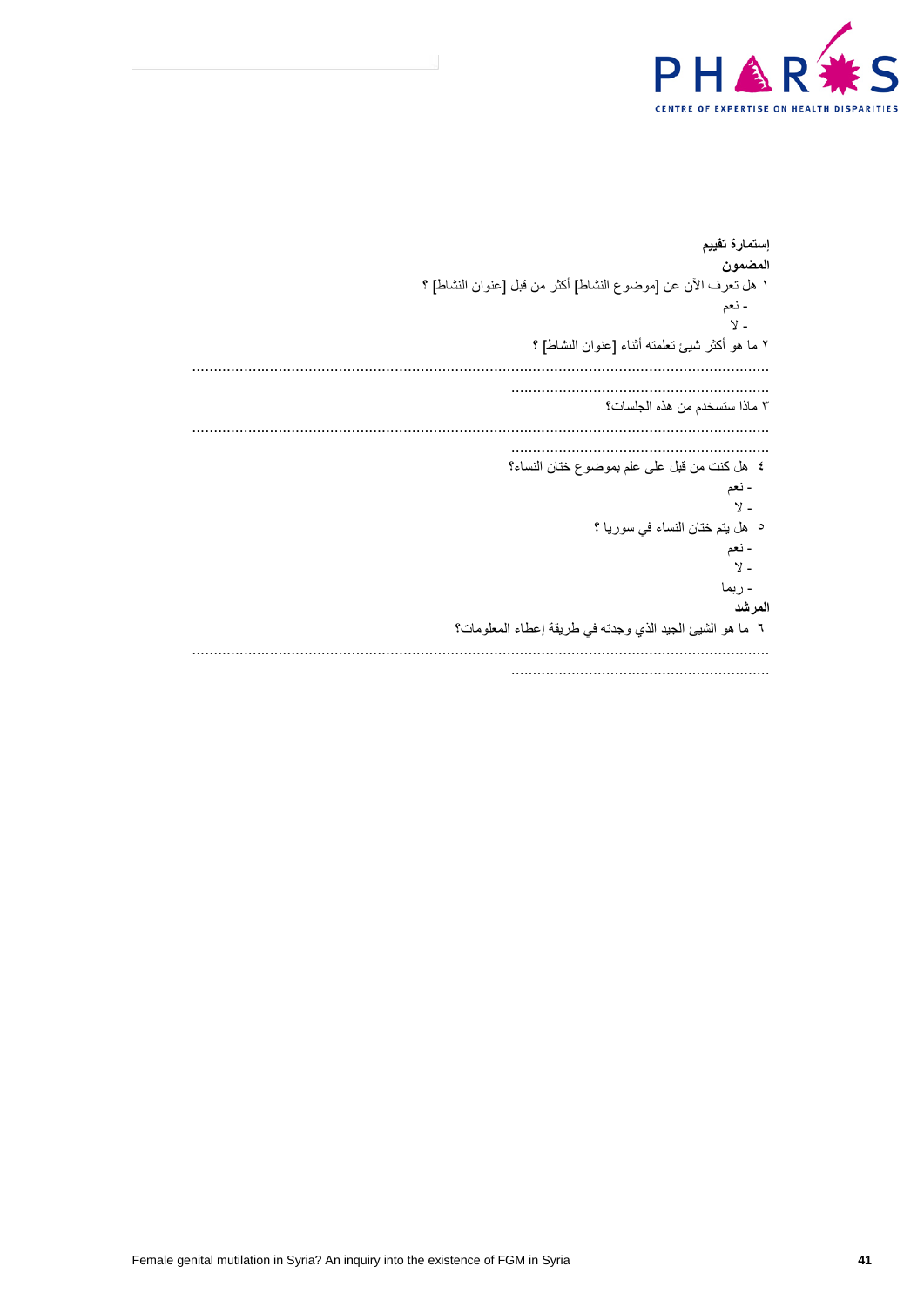**إستمارة تقييم**

**المضمون**

١ هل تعرف الآن عن [موضوع النشاط] أكثر من قبل [عنوان النشاط] ؟

- نعم
- لا

٢ ما هو أكثر شيئ تعلمته أثناء [عنوان النشاط] ؟

....................................................................................................................................
............................................................

٣ ماذا ستستخدم من هذه الجلسات؟

....................................................................................................................................
............................................................

٤ هل كنت من قبل على علم بموضوع ختان النساء؟

- نعم
- لا

٥ هل يتم ختان النساء في سوريا ؟

- نعم
- لا
- ربما

**المرشد**

٦ ما هو الشيئ الجيد الذي وجدته في طريقة إعطاء المعلومات؟

....................................................................................................................................
............................................................